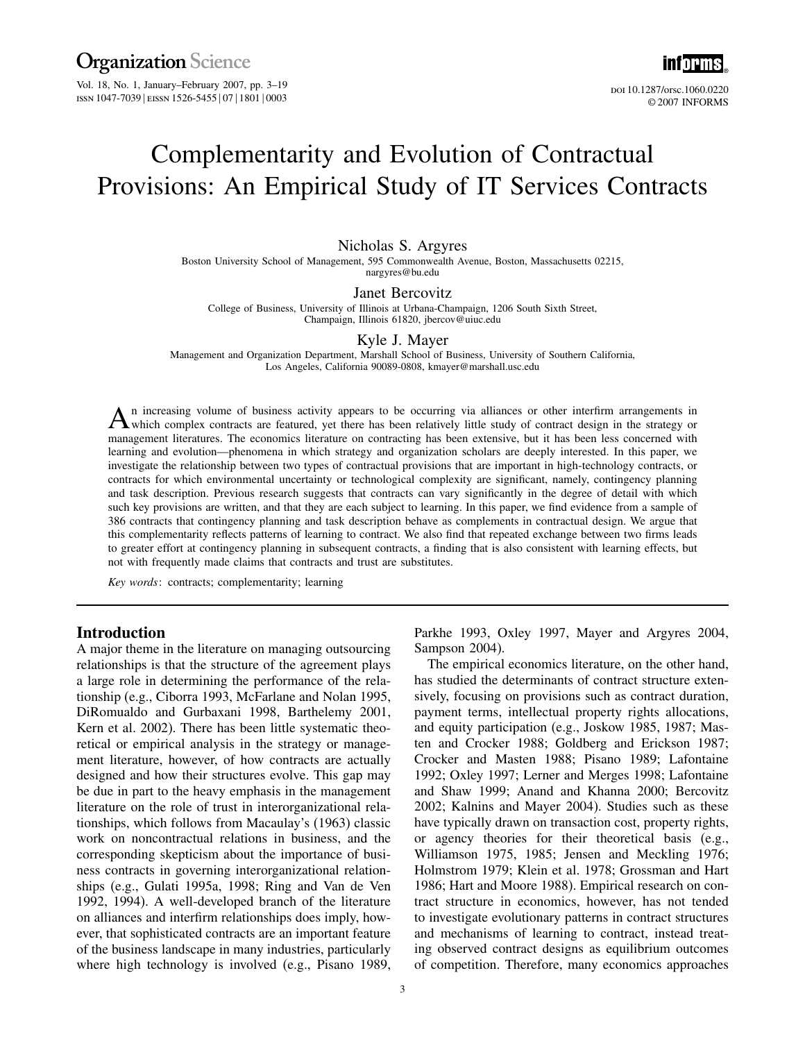# Complementarity and Evolution of Contractual Provisions: An Empirical Study of IT Services Contracts

**Nicholas S. Argyres**
Boston University School of Management, 595 Commonwealth Avenue, Boston, Massachusetts 02215, nargyres@bu.edu

**Janet Bercovitz**
College of Business, University of Illinois at Urbana-Champaign, 1206 South Sixth Street, Champaign, Illinois 61820, jbercov@uiuc.edu

**Kyle J. Mayer**
Management and Organization Department, Marshall School of Business, University of Southern California, Los Angeles, California 90089-0808, kmayer@marshall.usc.edu

An increasing volume of business activity appears to be occurring via alliances or other interfirm arrangements in which complex contracts are featured, yet there has been relatively little study of contract design in the strategy or management literatures. The economics literature on contracting has been extensive, but it has been less concerned with learning and evolution—phenomena in which strategy and organization scholars are deeply interested. In this paper, we investigate the relationship between two types of contractual provisions that are important in high-technology contracts, or contracts for which environmental uncertainty or technological complexity are significant, namely, contingency planning and task description. Previous research suggests that contracts can vary significantly in the degree of detail with which such key provisions are written, and that they are each subject to learning. In this paper, we find evidence from a sample of 386 contracts that contingency planning and task description behave as complements in contractual design. We argue that this complementarity reflects patterns of learning to contract. We also find that repeated exchange between two firms leads to greater effort at contingency planning in subsequent contracts, a finding that is also consistent with learning effects, but not with frequently made claims that contracts and trust are substitutes.

*Key words*: contracts; complementarity; learning

## Introduction

A major theme in the literature on managing outsourcing relationships is that the structure of the agreement plays a large role in determining the performance of the relationship (e.g., Ciborra 1993, McFarlane and Nolan 1995, DiRomualdo and Gurbaxani 1998, Barthelemy 2001, Kern et al. 2002). There has been little systematic theoretical or empirical analysis in the strategy or management literature, however, of how contracts are actually designed and how their structures evolve. This gap may be due in part to the heavy emphasis in the management literature on the role of trust in interorganizational relationships, which follows from Macaulay's (1963) classic work on noncontractual relations in business, and the corresponding skepticism about the importance of business contracts in governing interorganizational relationships (e.g., Gulati 1995a, 1998; Ring and Van de Ven 1992, 1994). A well-developed branch of the literature on alliances and interfirm relationships does imply, however, that sophisticated contracts are an important feature of the business landscape in many industries, particularly where high technology is involved (e.g., Pisano 1989, Parkhe 1993, Oxley 1997, Mayer and Argyres 2004, Sampson 2004).

The empirical economics literature, on the other hand, has studied the determinants of contract structure extensively, focusing on provisions such as contract duration, payment terms, intellectual property rights allocations, and equity participation (e.g., Joskow 1985, 1987; Masten and Crocker 1988; Goldberg and Erickson 1987; Crocker and Masten 1988; Pisano 1989; Lafontaine 1992; Oxley 1997; Lerner and Merges 1998; Lafontaine and Shaw 1999; Anand and Khanna 2000; Bercovitz 2002; Kalnins and Mayer 2004). Studies such as these have typically drawn on transaction cost, property rights, or agency theories for their theoretical basis (e.g., Williamson 1975, 1985; Jensen and Meckling 1976; Holmstrom 1979; Klein et al. 1978; Grossman and Hart 1986; Hart and Moore 1988). Empirical research on contract structure in economics, however, has not tended to investigate evolutionary patterns in contract structures and mechanisms of learning to contract, instead treating observed contract designs as equilibrium outcomes of competition. Therefore, many economics approaches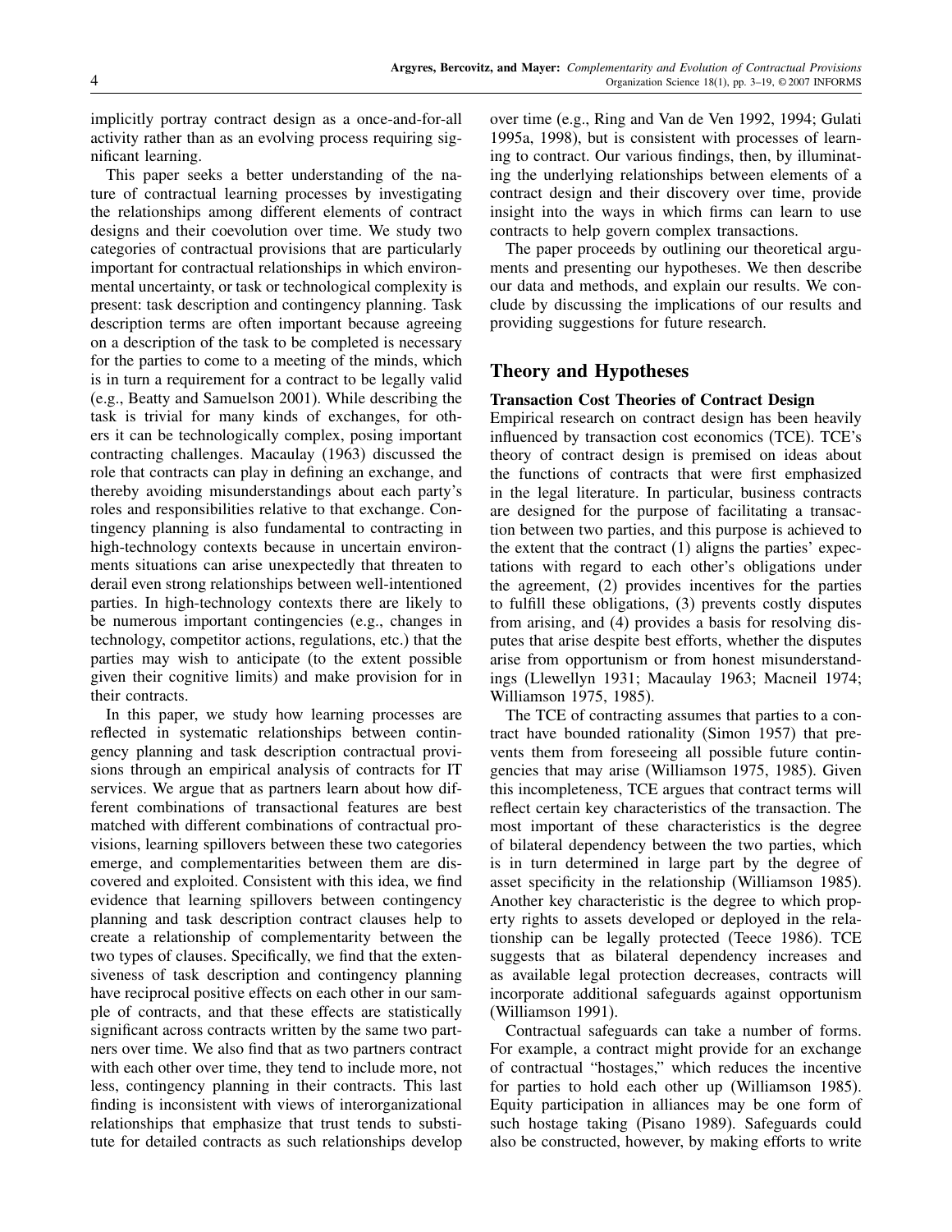implicitly portray contract design as a once-and-for-all activity rather than as an evolving process requiring significant learning.

This paper seeks a better understanding of the nature of contractual learning processes by investigating the relationships among different elements of contract designs and their coevolution over time. We study two categories of contractual provisions that are particularly important for contractual relationships in which environmental uncertainty, or task or technological complexity is present: task description and contingency planning. Task description terms are often important because agreeing on a description of the task to be completed is necessary for the parties to come to a meeting of the minds, which is in turn a requirement for a contract to be legally valid (e.g., Beatty and Samuelson 2001). While describing the task is trivial for many kinds of exchanges, for others it can be technologically complex, posing important contracting challenges. Macaulay (1963) discussed the role that contracts can play in defining an exchange, and thereby avoiding misunderstandings about each party's roles and responsibilities relative to that exchange. Contingency planning is also fundamental to contracting in high-technology contexts because in uncertain environments situations can arise unexpectedly that threaten to derail even strong relationships between well-intentioned parties. In high-technology contexts there are likely to be numerous important contingencies (e.g., changes in technology, competitor actions, regulations, etc.) that the parties may wish to anticipate (to the extent possible given their cognitive limits) and make provision for in their contracts.

In this paper, we study how learning processes are reflected in systematic relationships between contingency planning and task description contractual provisions through an empirical analysis of contracts for IT services. We argue that as partners learn about how different combinations of transactional features are best matched with different combinations of contractual provisions, learning spillovers between these two categories emerge, and complementarities between them are discovered and exploited. Consistent with this idea, we find evidence that learning spillovers between contingency planning and task description contract clauses help to create a relationship of complementarity between the two types of clauses. Specifically, we find that the extensiveness of task description and contingency planning have reciprocal positive effects on each other in our sample of contracts, and that these effects are statistically significant across contracts written by the same two partners over time. We also find that as two partners contract with each other over time, they tend to include more, not less, contingency planning in their contracts. This last finding is inconsistent with views of interorganizational relationships that emphasize that trust tends to substitute for detailed contracts as such relationships develop over time (e.g., Ring and Van de Ven 1992, 1994; Gulati 1995a, 1998), but is consistent with processes of learning to contract. Our various findings, then, by illuminating the underlying relationships between elements of a contract design and their discovery over time, provide insight into the ways in which firms can learn to use contracts to help govern complex transactions.

The paper proceeds by outlining our theoretical arguments and presenting our hypotheses. We then describe our data and methods, and explain our results. We conclude by discussing the implications of our results and providing suggestions for future research.

## Theory and Hypotheses

### Transaction Cost Theories of Contract Design

Empirical research on contract design has been heavily influenced by transaction cost economics (TCE). TCE's theory of contract design is premised on ideas about the functions of contracts that were first emphasized in the legal literature. In particular, business contracts are designed for the purpose of facilitating a transaction between two parties, and this purpose is achieved to the extent that the contract (1) aligns the parties' expectations with regard to each other's obligations under the agreement, (2) provides incentives for the parties to fulfill these obligations, (3) prevents costly disputes from arising, and (4) provides a basis for resolving disputes that arise despite best efforts, whether the disputes arise from opportunism or from honest misunderstandings (Llewellyn 1931; Macaulay 1963; Macneil 1974; Williamson 1975, 1985).

The TCE of contracting assumes that parties to a contract have bounded rationality (Simon 1957) that prevents them from foreseeing all possible future contingencies that may arise (Williamson 1975, 1985). Given this incompleteness, TCE argues that contract terms will reflect certain key characteristics of the transaction. The most important of these characteristics is the degree of bilateral dependency between the two parties, which is in turn determined in large part by the degree of asset specificity in the relationship (Williamson 1985). Another key characteristic is the degree to which property rights to assets developed or deployed in the relationship can be legally protected (Teece 1986). TCE suggests that as bilateral dependency increases and as available legal protection decreases, contracts will incorporate additional safeguards against opportunism (Williamson 1991).

Contractual safeguards can take a number of forms. For example, a contract might provide for an exchange of contractual "hostages," which reduces the incentive for parties to hold each other up (Williamson 1985). Equity participation in alliances may be one form of such hostage taking (Pisano 1989). Safeguards could also be constructed, however, by making efforts to write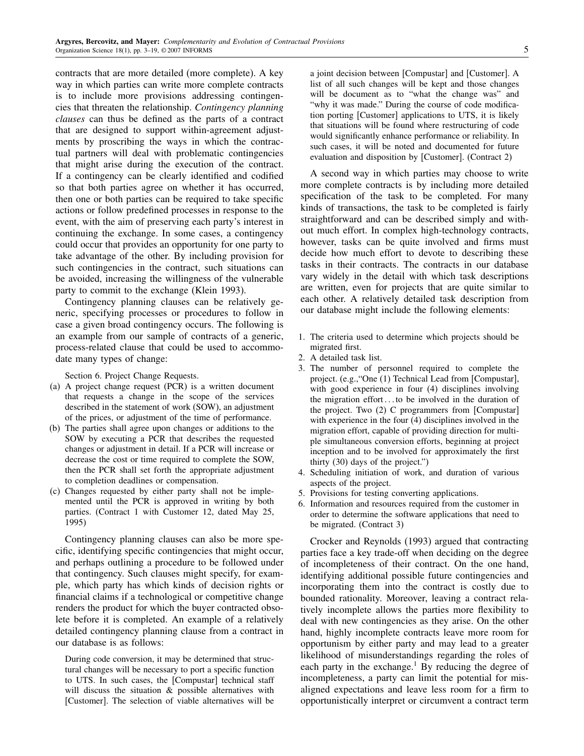contracts that are more detailed (more complete). A key way in which parties can write more complete contracts is to include more provisions addressing contingencies that threaten the relationship. *Contingency planning clauses* can thus be defined as the parts of a contract that are designed to support within-agreement adjustments by proscribing the ways in which the contractual partners will deal with problematic contingencies that might arise during the execution of the contract. If a contingency can be clearly identified and codified so that both parties agree on whether it has occurred, then one or both parties can be required to take specific actions or follow predefined processes in response to the event, with the aim of preserving each party's interest in continuing the exchange. In some cases, a contingency could occur that provides an opportunity for one party to take advantage of the other. By including provision for such contingencies in the contract, such situations can be avoided, increasing the willingness of the vulnerable party to commit to the exchange (Klein 1993).

Contingency planning clauses can be relatively generic, specifying processes or procedures to follow in case a given broad contingency occurs. The following is an example from our sample of contracts of a generic, process-related clause that could be used to accommodate many types of change:

> Section 6. Project Change Requests.
>
> (a) A project change request (PCR) is a written document that requests a change in the scope of the services described in the statement of work (SOW), an adjustment of the prices, or adjustment of the time of performance.
>
> (b) The parties shall agree upon changes or additions to the SOW by executing a PCR that describes the requested changes or adjustment in detail. If a PCR will increase or decrease the cost or time required to complete the SOW, then the PCR shall set forth the appropriate adjustment to completion deadlines or compensation.
>
> (c) Changes requested by either party shall not be implemented until the PCR is approved in writing by both parties. (Contract 1 with Customer 12, dated May 25, 1995)

Contingency planning clauses can also be more specific, identifying specific contingencies that might occur, and perhaps outlining a procedure to be followed under that contingency. Such clauses might specify, for example, which party has which kinds of decision rights or financial claims if a technological or competitive change renders the product for which the buyer contracted obsolete before it is completed. An example of a relatively detailed contingency planning clause from a contract in our database is as follows:

> During code conversion, it may be determined that structural changes will be necessary to port a specific function to UTS. In such cases, the [Compustar] technical staff will discuss the situation & possible alternatives with [Customer]. The selection of viable alternatives will be a joint decision between [Compustar] and [Customer]. A list of all such changes will be kept and those changes will be document as to "what the change was" and "why it was made." During the course of code modification porting [Customer] applications to UTS, it is likely that situations will be found where restructuring of code would significantly enhance performance or reliability. In such cases, it will be noted and documented for future evaluation and disposition by [Customer]. (Contract 2)

A second way in which parties may choose to write more complete contracts is by including more detailed specification of the task to be completed. For many kinds of transactions, the task to be completed is fairly straightforward and can be described simply and without much effort. In complex high-technology contracts, however, tasks can be quite involved and firms must decide how much effort to devote to describing these tasks in their contracts. The contracts in our database vary widely in the detail with which task descriptions are written, even for projects that are quite similar to each other. A relatively detailed task description from our database might include the following elements:

> 1. The criteria used to determine which projects should be migrated first.
> 2. A detailed task list.
> 3. The number of personnel required to complete the project. (e.g.,"One (1) Technical Lead from [Compustar], with good experience in four (4) disciplines involving the migration effort ... to be involved in the duration of the project. Two (2) C programmers from [Compustar] with experience in the four (4) disciplines involved in the migration effort, capable of providing direction for multiple simultaneous conversion efforts, beginning at project inception and to be involved for approximately the first thirty (30) days of the project.")
> 4. Scheduling initiation of work, and duration of various aspects of the project.
> 5. Provisions for testing converting applications.
> 6. Information and resources required from the customer in order to determine the software applications that need to be migrated. (Contract 3)

Crocker and Reynolds (1993) argued that contracting parties face a key trade-off when deciding on the degree of incompleteness of their contract. On the one hand, identifying additional possible future contingencies and incorporating them into the contract is costly due to bounded rationality. Moreover, leaving a contract relatively incomplete allows the parties more flexibility to deal with new contingencies as they arise. On the other hand, highly incomplete contracts leave more room for opportunism by either party and may lead to a greater likelihood of misunderstandings regarding the roles of each party in the exchange.[1] By reducing the degree of incompleteness, a party can limit the potential for misaligned expectations and leave less room for a firm to opportunistically interpret or circumvent a contract term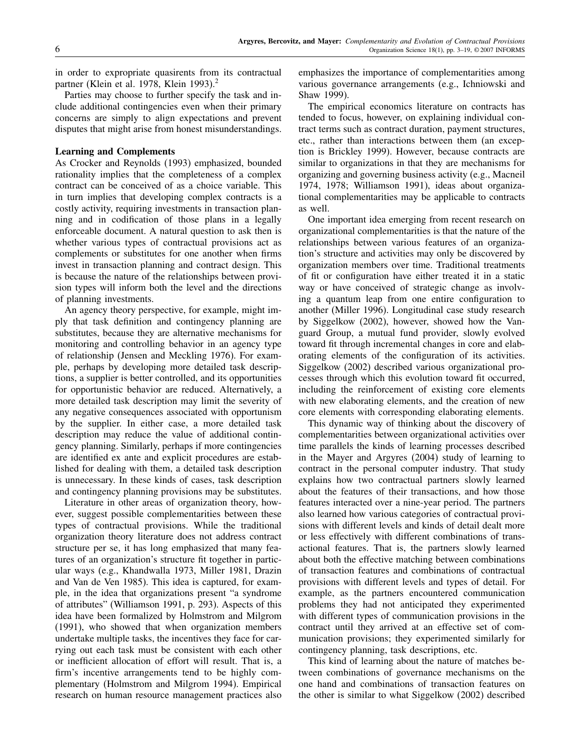in order to expropriate quasirents from its contractual partner (Klein et al. 1978, Klein 1993).[2]

Parties may choose to further specify the task and include additional contingencies even when their primary concerns are simply to align expectations and prevent disputes that might arise from honest misunderstandings.

**Learning and Complements**

As Crocker and Reynolds (1993) emphasized, bounded rationality implies that the completeness of a complex contract can be conceived of as a choice variable. This in turn implies that developing complex contracts is a costly activity, requiring investments in transaction planning and in codification of those plans in a legally enforceable document. A natural question to ask then is whether various types of contractual provisions act as complements or substitutes for one another when firms invest in transaction planning and contract design. This is because the nature of the relationships between provision types will inform both the level and the directions of planning investments.

An agency theory perspective, for example, might imply that task definition and contingency planning are substitutes, because they are alternative mechanisms for monitoring and controlling behavior in an agency type of relationship (Jensen and Meckling 1976). For example, perhaps by developing more detailed task descriptions, a supplier is better controlled, and its opportunities for opportunistic behavior are reduced. Alternatively, a more detailed task description may limit the severity of any negative consequences associated with opportunism by the supplier. In either case, a more detailed task description may reduce the value of additional contingency planning. Similarly, perhaps if more contingencies are identified ex ante and explicit procedures are established for dealing with them, a detailed task description is unnecessary. In these kinds of cases, task description and contingency planning provisions may be substitutes.

Literature in other areas of organization theory, however, suggest possible complementarities between these types of contractual provisions. While the traditional organization theory literature does not address contract structure per se, it has long emphasized that many features of an organization's structure fit together in particular ways (e.g., Khandwalla 1973, Miller 1981, Drazin and Van de Ven 1985). This idea is captured, for example, in the idea that organizations present "a syndrome of attributes" (Williamson 1991, p. 293). Aspects of this idea have been formalized by Holmstrom and Milgrom (1991), who showed that when organization members undertake multiple tasks, the incentives they face for carrying out each task must be consistent with each other or inefficient allocation of effort will result. That is, a firm's incentive arrangements tend to be highly complementary (Holmstrom and Milgrom 1994). Empirical research on human resource management practices also emphasizes the importance of complementarities among various governance arrangements (e.g., Ichniowski and Shaw 1999).

The empirical economics literature on contracts has tended to focus, however, on explaining individual contract terms such as contract duration, payment structures, etc., rather than interactions between them (an exception is Brickley 1999). However, because contracts are similar to organizations in that they are mechanisms for organizing and governing business activity (e.g., Macneil 1974, 1978; Williamson 1991), ideas about organizational complementarities may be applicable to contracts as well.

One important idea emerging from recent research on organizational complementarities is that the nature of the relationships between various features of an organization's structure and activities may only be discovered by organization members over time. Traditional treatments of fit or configuration have either treated it in a static way or have conceived of strategic change as involving a quantum leap from one entire configuration to another (Miller 1996). Longitudinal case study research by Siggelkow (2002), however, showed how the Vanguard Group, a mutual fund provider, slowly evolved toward fit through incremental changes in core and elaborating elements of the configuration of its activities. Siggelkow (2002) described various organizational processes through which this evolution toward fit occurred, including the reinforcement of existing core elements with new elaborating elements, and the creation of new core elements with corresponding elaborating elements.

This dynamic way of thinking about the discovery of complementarities between organizational activities over time parallels the kinds of learning processes described in the Mayer and Argyres (2004) study of learning to contract in the personal computer industry. That study explains how two contractual partners slowly learned about the features of their transactions, and how those features interacted over a nine-year period. The partners also learned how various categories of contractual provisions with different levels and kinds of detail dealt more or less effectively with different combinations of transactional features. That is, the partners slowly learned about both the effective matching between combinations of transaction features and combinations of contractual provisions with different levels and types of detail. For example, as the partners encountered communication problems they had not anticipated they experimented with different types of communication provisions in the contract until they arrived at an effective set of communication provisions; they experimented similarly for contingency planning, task descriptions, etc.

This kind of learning about the nature of matches between combinations of governance mechanisms on the one hand and combinations of transaction features on the other is similar to what Siggelkow (2002) described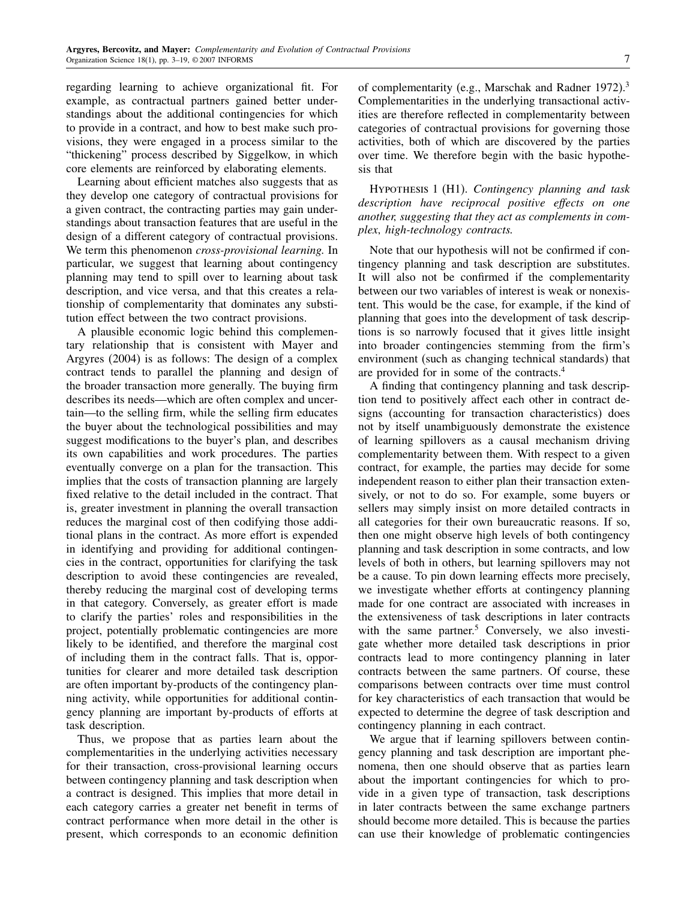regarding learning to achieve organizational fit. For example, as contractual partners gained better understandings about the additional contingencies for which to provide in a contract, and how to best make such provisions, they were engaged in a process similar to the "thickening" process described by Siggelkow, in which core elements are reinforced by elaborating elements.

Learning about efficient matches also suggests that as they develop one category of contractual provisions for a given contract, the contracting parties may gain understandings about transaction features that are useful in the design of a different category of contractual provisions. We term this phenomenon *cross-provisional learning.* In particular, we suggest that learning about contingency planning may tend to spill over to learning about task description, and vice versa, and that this creates a relationship of complementarity that dominates any substitution effect between the two contract provisions.

A plausible economic logic behind this complementary relationship that is consistent with Mayer and Argyres (2004) is as follows: The design of a complex contract tends to parallel the planning and design of the broader transaction more generally. The buying firm describes its needs—which are often complex and uncertain—to the selling firm, while the selling firm educates the buyer about the technological possibilities and may suggest modifications to the buyer's plan, and describes its own capabilities and work procedures. The parties eventually converge on a plan for the transaction. This implies that the costs of transaction planning are largely fixed relative to the detail included in the contract. That is, greater investment in planning the overall transaction reduces the marginal cost of then codifying those additional plans in the contract. As more effort is expended in identifying and providing for additional contingencies in the contract, opportunities for clarifying the task description to avoid these contingencies are revealed, thereby reducing the marginal cost of developing terms in that category. Conversely, as greater effort is made to clarify the parties' roles and responsibilities in the project, potentially problematic contingencies are more likely to be identified, and therefore the marginal cost of including them in the contract falls. That is, opportunities for clearer and more detailed task description are often important by-products of the contingency planning activity, while opportunities for additional contingency planning are important by-products of efforts at task description.

Thus, we propose that as parties learn about the complementarities in the underlying activities necessary for their transaction, cross-provisional learning occurs between contingency planning and task description when a contract is designed. This implies that more detail in each category carries a greater net benefit in terms of contract performance when more detail in the other is present, which corresponds to an economic definition of complementarity (e.g., Marschak and Radner 1972).[3] Complementarities in the underlying transactional activities are therefore reflected in complementarity between categories of contractual provisions for governing those activities, both of which are discovered by the parties over time. We therefore begin with the basic hypothesis that

Hypothesis 1 (H1). *Contingency planning and task description have reciprocal positive effects on one another, suggesting that they act as complements in complex, high-technology contracts.*

Note that our hypothesis will not be confirmed if contingency planning and task description are substitutes. It will also not be confirmed if the complementarity between our two variables of interest is weak or nonexistent. This would be the case, for example, if the kind of planning that goes into the development of task descriptions is so narrowly focused that it gives little insight into broader contingencies stemming from the firm's environment (such as changing technical standards) that are provided for in some of the contracts.[4]

A finding that contingency planning and task description tend to positively affect each other in contract designs (accounting for transaction characteristics) does not by itself unambiguously demonstrate the existence of learning spillovers as a causal mechanism driving complementarity between them. With respect to a given contract, for example, the parties may decide for some independent reason to either plan their transaction extensively, or not to do so. For example, some buyers or sellers may simply insist on more detailed contracts in all categories for their own bureaucratic reasons. If so, then one might observe high levels of both contingency planning and task description in some contracts, and low levels of both in others, but learning spillovers may not be a cause. To pin down learning effects more precisely, we investigate whether efforts at contingency planning made for one contract are associated with increases in the extensiveness of task descriptions in later contracts with the same partner.[5] Conversely, we also investigate whether more detailed task descriptions in prior contracts lead to more contingency planning in later contracts between the same partners. Of course, these comparisons between contracts over time must control for key characteristics of each transaction that would be expected to determine the degree of task description and contingency planning in each contract.

We argue that if learning spillovers between contingency planning and task description are important phenomena, then one should observe that as parties learn about the important contingencies for which to provide in a given type of transaction, task descriptions in later contracts between the same exchange partners should become more detailed. This is because the parties can use their knowledge of problematic contingencies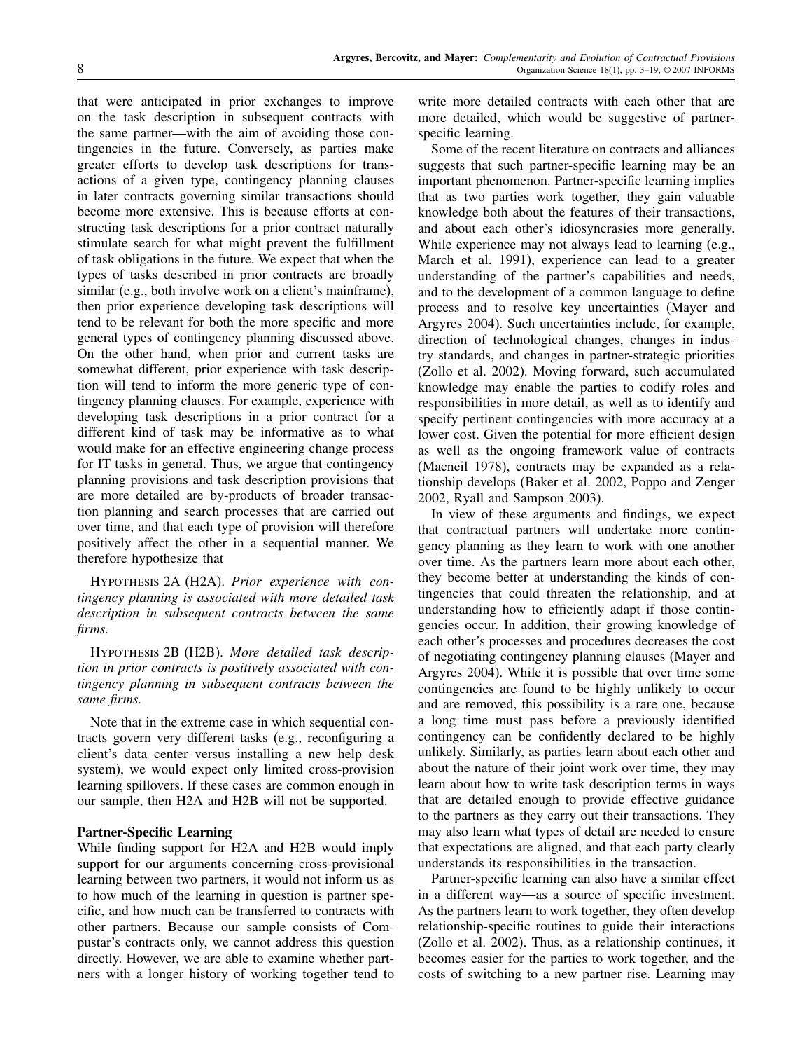that were anticipated in prior exchanges to improve on the task description in subsequent contracts with the same partner—with the aim of avoiding those contingencies in the future. Conversely, as parties make greater efforts to develop task descriptions for transactions of a given type, contingency planning clauses in later contracts governing similar transactions should become more extensive. This is because efforts at constructing task descriptions for a prior contract naturally stimulate search for what might prevent the fulfillment of task obligations in the future. We expect that when the types of tasks described in prior contracts are broadly similar (e.g., both involve work on a client's mainframe), then prior experience developing task descriptions will tend to be relevant for both the more specific and more general types of contingency planning discussed above. On the other hand, when prior and current tasks are somewhat different, prior experience with task description will tend to inform the more generic type of contingency planning clauses. For example, experience with developing task descriptions in a prior contract for a different kind of task may be informative as to what would make for an effective engineering change process for IT tasks in general. Thus, we argue that contingency planning provisions and task description provisions that are more detailed are by-products of broader transaction planning and search processes that are carried out over time, and that each type of provision will therefore positively affect the other in a sequential manner. We therefore hypothesize that

Hypothesis 2A (H2A). *Prior experience with contingency planning is associated with more detailed task description in subsequent contracts between the same firms.*

Hypothesis 2B (H2B). *More detailed task description in prior contracts is positively associated with contingency planning in subsequent contracts between the same firms.*

Note that in the extreme case in which sequential contracts govern very different tasks (e.g., reconfiguring a client's data center versus installing a new help desk system), we would expect only limited cross-provision learning spillovers. If these cases are common enough in our sample, then H2A and H2B will not be supported.

### Partner-Specific Learning

While finding support for H2A and H2B would imply support for our arguments concerning cross-provisional learning between two partners, it would not inform us as to how much of the learning in question is partner specific, and how much can be transferred to contracts with other partners. Because our sample consists of Compustar's contracts only, we cannot address this question directly. However, we are able to examine whether partners with a longer history of working together tend to write more detailed contracts with each other that are more detailed, which would be suggestive of partner-specific learning.

Some of the recent literature on contracts and alliances suggests that such partner-specific learning may be an important phenomenon. Partner-specific learning implies that as two parties work together, they gain valuable knowledge both about the features of their transactions, and about each other's idiosyncrasies more generally. While experience may not always lead to learning (e.g., March et al. 1991), experience can lead to a greater understanding of the partner's capabilities and needs, and to the development of a common language to define process and to resolve key uncertainties (Mayer and Argyres 2004). Such uncertainties include, for example, direction of technological changes, changes in industry standards, and changes in partner-strategic priorities (Zollo et al. 2002). Moving forward, such accumulated knowledge may enable the parties to codify roles and responsibilities in more detail, as well as to identify and specify pertinent contingencies with more accuracy at a lower cost. Given the potential for more efficient design as well as the ongoing framework value of contracts (Macneil 1978), contracts may be expanded as a relationship develops (Baker et al. 2002, Poppo and Zenger 2002, Ryall and Sampson 2003).

In view of these arguments and findings, we expect that contractual partners will undertake more contingency planning as they learn to work with one another over time. As the partners learn more about each other, they become better at understanding the kinds of contingencies that could threaten the relationship, and at understanding how to efficiently adapt if those contingencies occur. In addition, their growing knowledge of each other's processes and procedures decreases the cost of negotiating contingency planning clauses (Mayer and Argyres 2004). While it is possible that over time some contingencies are found to be highly unlikely to occur and are removed, this possibility is a rare one, because a long time must pass before a previously identified contingency can be confidently declared to be highly unlikely. Similarly, as parties learn about each other and about the nature of their joint work over time, they may learn about how to write task description terms in ways that are detailed enough to provide effective guidance to the partners as they carry out their transactions. They may also learn what types of detail are needed to ensure that expectations are aligned, and that each party clearly understands its responsibilities in the transaction.

Partner-specific learning can also have a similar effect in a different way—as a source of specific investment. As the partners learn to work together, they often develop relationship-specific routines to guide their interactions (Zollo et al. 2002). Thus, as a relationship continues, it becomes easier for the parties to work together, and the costs of switching to a new partner rise. Learning may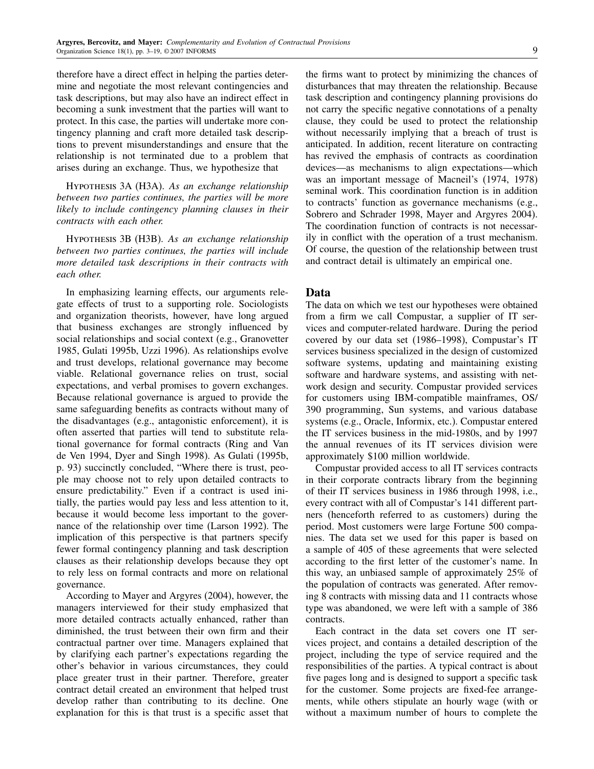therefore have a direct effect in helping the parties determine and negotiate the most relevant contingencies and task descriptions, but may also have an indirect effect in becoming a sunk investment that the parties will want to protect. In this case, the parties will undertake more contingency planning and craft more detailed task descriptions to prevent misunderstandings and ensure that the relationship is not terminated due to a problem that arises during an exchange. Thus, we hypothesize that

Hypothesis 3A (H3A). *As an exchange relationship between two parties continues, the parties will be more likely to include contingency planning clauses in their contracts with each other.*

Hypothesis 3B (H3B). *As an exchange relationship between two parties continues, the parties will include more detailed task descriptions in their contracts with each other.*

In emphasizing learning effects, our arguments relegate effects of trust to a supporting role. Sociologists and organization theorists, however, have long argued that business exchanges are strongly influenced by social relationships and social context (e.g., Granovetter 1985, Gulati 1995b, Uzzi 1996). As relationships evolve and trust develops, relational governance may become viable. Relational governance relies on trust, social expectations, and verbal promises to govern exchanges. Because relational governance is argued to provide the same safeguarding benefits as contracts without many of the disadvantages (e.g., antagonistic enforcement), it is often asserted that parties will tend to substitute relational governance for formal contracts (Ring and Van de Ven 1994, Dyer and Singh 1998). As Gulati (1995b, p. 93) succinctly concluded, "Where there is trust, people may choose not to rely upon detailed contracts to ensure predictability." Even if a contract is used initially, the parties would pay less and less attention to it, because it would become less important to the governance of the relationship over time (Larson 1992). The implication of this perspective is that partners specify fewer formal contingency planning and task description clauses as their relationship develops because they opt to rely less on formal contracts and more on relational governance.

According to Mayer and Argyres (2004), however, the managers interviewed for their study emphasized that more detailed contracts actually enhanced, rather than diminished, the trust between their own firm and their contractual partner over time. Managers explained that by clarifying each partner's expectations regarding the other's behavior in various circumstances, they could place greater trust in their partner. Therefore, greater contract detail created an environment that helped trust develop rather than contributing to its decline. One explanation for this is that trust is a specific asset that the firms want to protect by minimizing the chances of disturbances that may threaten the relationship. Because task description and contingency planning provisions do not carry the specific negative connotations of a penalty clause, they could be used to protect the relationship without necessarily implying that a breach of trust is anticipated. In addition, recent literature on contracting has revived the emphasis of contracts as coordination devices—as mechanisms to align expectations—which was an important message of Macneil's (1974, 1978) seminal work. This coordination function is in addition to contracts' function as governance mechanisms (e.g., Sobrero and Schrader 1998, Mayer and Argyres 2004). The coordination function of contracts is not necessarily in conflict with the operation of a trust mechanism. Of course, the question of the relationship between trust and contract detail is ultimately an empirical one.

## Data

The data on which we test our hypotheses were obtained from a firm we call Compustar, a supplier of IT services and computer-related hardware. During the period covered by our data set (1986–1998), Compustar's IT services business specialized in the design of customized software systems, updating and maintaining existing software and hardware systems, and assisting with network design and security. Compustar provided services for customers using IBM-compatible mainframes, OS/390 programming, Sun systems, and various database systems (e.g., Oracle, Informix, etc.). Compustar entered the IT services business in the mid-1980s, and by 1997 the annual revenues of its IT services division were approximately $100 million worldwide.

Compustar provided access to all IT services contracts in their corporate contracts library from the beginning of their IT services business in 1986 through 1998, i.e., every contract with all of Compustar's 141 different partners (henceforth referred to as customers) during the period. Most customers were large Fortune 500 companies. The data set we used for this paper is based on a sample of 405 of these agreements that were selected according to the first letter of the customer's name. In this way, an unbiased sample of approximately 25% of the population of contracts was generated. After removing 8 contracts with missing data and 11 contracts whose type was abandoned, we were left with a sample of 386 contracts.

Each contract in the data set covers one IT services project, and contains a detailed description of the project, including the type of service required and the responsibilities of the parties. A typical contract is about five pages long and is designed to support a specific task for the customer. Some projects are fixed-fee arrangements, while others stipulate an hourly wage (with or without a maximum number of hours to complete the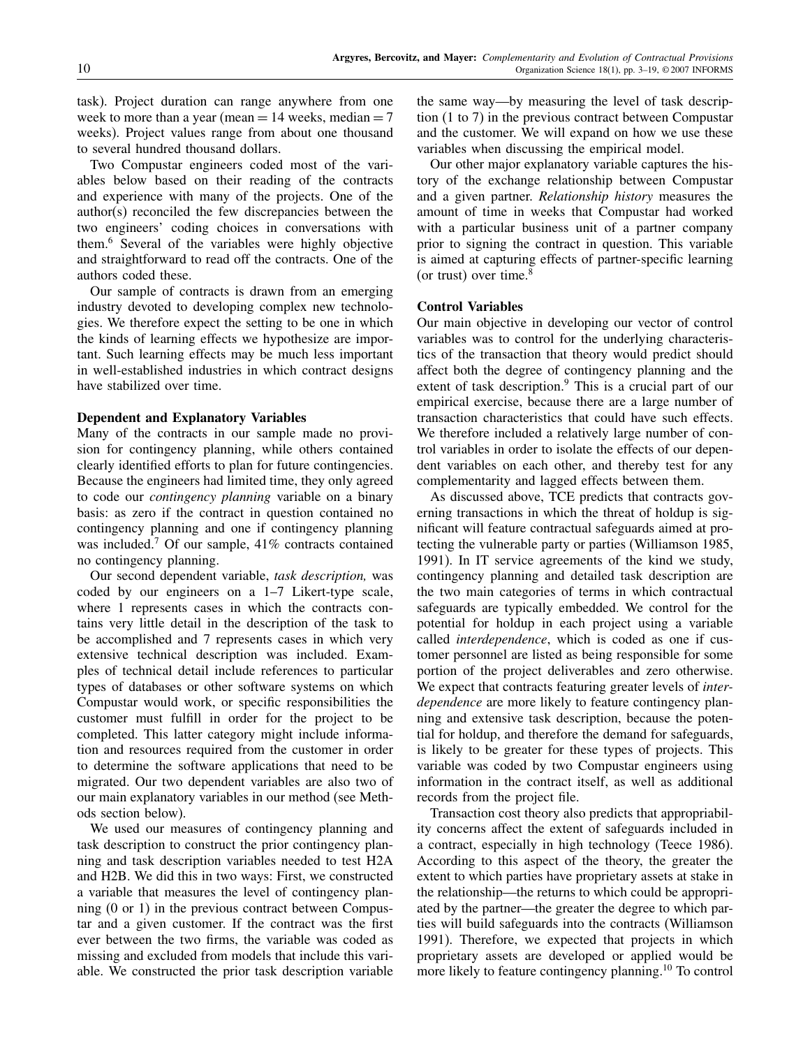task). Project duration can range anywhere from one week to more than a year (mean = 14 weeks, median = 7 weeks). Project values range from about one thousand to several hundred thousand dollars.

Two Compustar engineers coded most of the variables below based on their reading of the contracts and experience with many of the projects. One of the author(s) reconciled the few discrepancies between the two engineers' coding choices in conversations with them.[6] Several of the variables were highly objective and straightforward to read off the contracts. One of the authors coded these.

Our sample of contracts is drawn from an emerging industry devoted to developing complex new technologies. We therefore expect the setting to be one in which the kinds of learning effects we hypothesize are important. Such learning effects may be much less important in well-established industries in which contract designs have stabilized over time.

### Dependent and Explanatory Variables

Many of the contracts in our sample made no provision for contingency planning, while others contained clearly identified efforts to plan for future contingencies. Because the engineers had limited time, they only agreed to code our *contingency planning* variable on a binary basis: as zero if the contract in question contained no contingency planning and one if contingency planning was included.[7] Of our sample, 41% contracts contained no contingency planning.

Our second dependent variable, *task description,* was coded by our engineers on a 1–7 Likert-type scale, where 1 represents cases in which the contracts contains very little detail in the description of the task to be accomplished and 7 represents cases in which very extensive technical description was included. Examples of technical detail include references to particular types of databases or other software systems on which Compustar would work, or specific responsibilities the customer must fulfill in order for the project to be completed. This latter category might include information and resources required from the customer in order to determine the software applications that need to be migrated. Our two dependent variables are also two of our main explanatory variables in our method (see Methods section below).

We used our measures of contingency planning and task description to construct the prior contingency planning and task description variables needed to test H2A and H2B. We did this in two ways: First, we constructed a variable that measures the level of contingency planning (0 or 1) in the previous contract between Compustar and a given customer. If the contract was the first ever between the two firms, the variable was coded as missing and excluded from models that include this variable. We constructed the prior task description variable the same way—by measuring the level of task description (1 to 7) in the previous contract between Compustar and the customer. We will expand on how we use these variables when discussing the empirical model.

Our other major explanatory variable captures the history of the exchange relationship between Compustar and a given partner. *Relationship history* measures the amount of time in weeks that Compustar had worked with a particular business unit of a partner company prior to signing the contract in question. This variable is aimed at capturing effects of partner-specific learning (or trust) over time.[8]

### Control Variables

Our main objective in developing our vector of control variables was to control for the underlying characteristics of the transaction that theory would predict should affect both the degree of contingency planning and the extent of task description.[9] This is a crucial part of our empirical exercise, because there are a large number of transaction characteristics that could have such effects. We therefore included a relatively large number of control variables in order to isolate the effects of our dependent variables on each other, and thereby test for any complementarity and lagged effects between them.

As discussed above, TCE predicts that contracts governing transactions in which the threat of holdup is significant will feature contractual safeguards aimed at protecting the vulnerable party or parties (Williamson 1985, 1991). In IT service agreements of the kind we study, contingency planning and detailed task description are the two main categories of terms in which contractual safeguards are typically embedded. We control for the potential for holdup in each project using a variable called *interdependence*, which is coded as one if customer personnel are listed as being responsible for some portion of the project deliverables and zero otherwise. We expect that contracts featuring greater levels of *interdependence* are more likely to feature contingency planning and extensive task description, because the potential for holdup, and therefore the demand for safeguards, is likely to be greater for these types of projects. This variable was coded by two Compustar engineers using information in the contract itself, as well as additional records from the project file.

Transaction cost theory also predicts that appropriability concerns affect the extent of safeguards included in a contract, especially in high technology (Teece 1986). According to this aspect of the theory, the greater the extent to which parties have proprietary assets at stake in the relationship—the returns to which could be appropriated by the partner—the greater the degree to which parties will build safeguards into the contracts (Williamson 1991). Therefore, we expected that projects in which proprietary assets are developed or applied would be more likely to feature contingency planning.[10] To control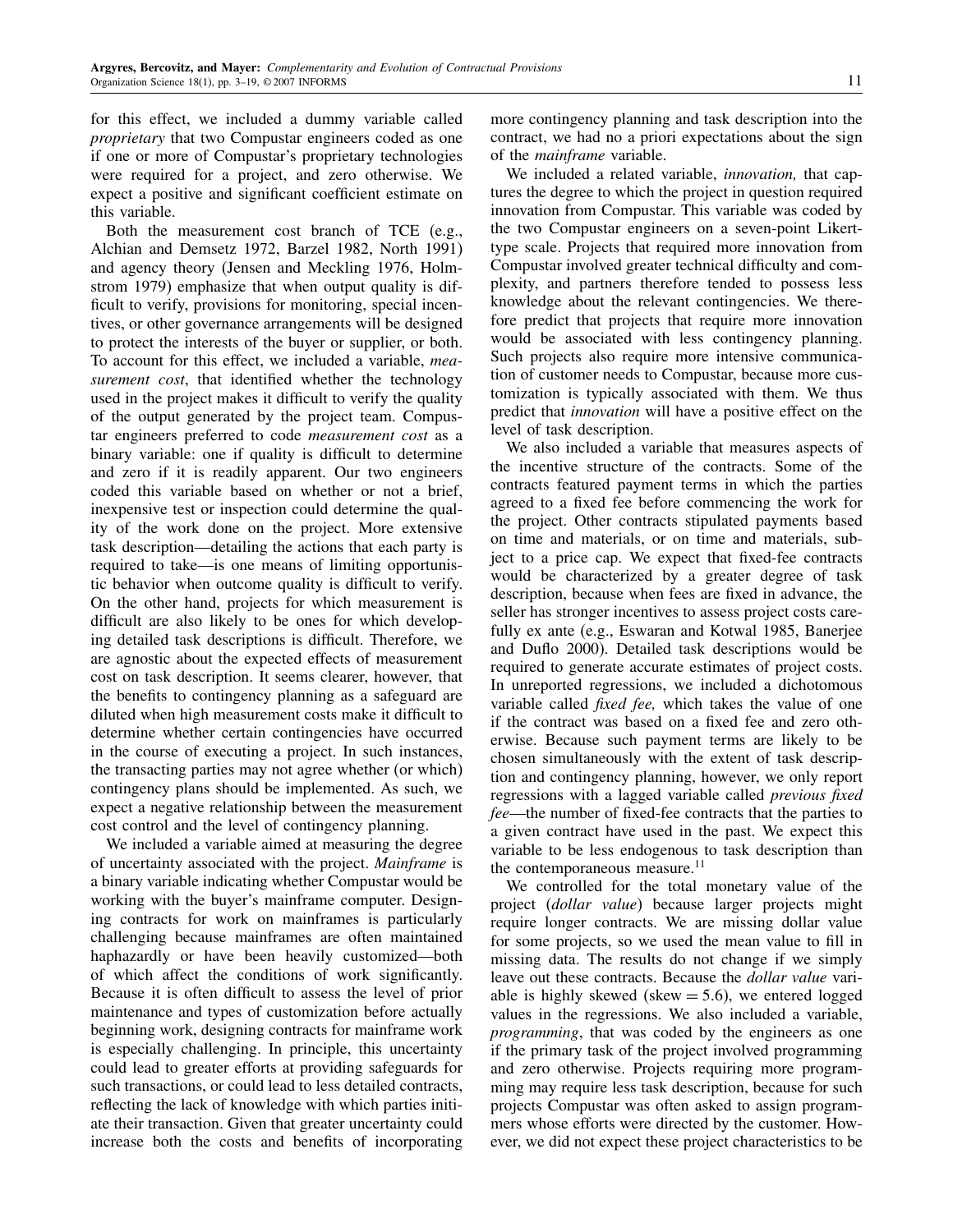for this effect, we included a dummy variable called *proprietary* that two Compustar engineers coded as one if one or more of Compustar's proprietary technologies were required for a project, and zero otherwise. We expect a positive and significant coefficient estimate on this variable.

Both the measurement cost branch of TCE (e.g., Alchian and Demsetz 1972, Barzel 1982, North 1991) and agency theory (Jensen and Meckling 1976, Holmstrom 1979) emphasize that when output quality is difficult to verify, provisions for monitoring, special incentives, or other governance arrangements will be designed to protect the interests of the buyer or supplier, or both. To account for this effect, we included a variable, *measurement cost*, that identified whether the technology used in the project makes it difficult to verify the quality of the output generated by the project team. Compustar engineers preferred to code *measurement cost* as a binary variable: one if quality is difficult to determine and zero if it is readily apparent. Our two engineers coded this variable based on whether or not a brief, inexpensive test or inspection could determine the quality of the work done on the project. More extensive task description—detailing the actions that each party is required to take—is one means of limiting opportunistic behavior when outcome quality is difficult to verify. On the other hand, projects for which measurement is difficult are also likely to be ones for which developing detailed task descriptions is difficult. Therefore, we are agnostic about the expected effects of measurement cost on task description. It seems clearer, however, that the benefits to contingency planning as a safeguard are diluted when high measurement costs make it difficult to determine whether certain contingencies have occurred in the course of executing a project. In such instances, the transacting parties may not agree whether (or which) contingency plans should be implemented. As such, we expect a negative relationship between the measurement cost control and the level of contingency planning.

We included a variable aimed at measuring the degree of uncertainty associated with the project. *Mainframe* is a binary variable indicating whether Compustar would be working with the buyer's mainframe computer. Designing contracts for work on mainframes is particularly challenging because mainframes are often maintained haphazardly or have been heavily customized—both of which affect the conditions of work significantly. Because it is often difficult to assess the level of prior maintenance and types of customization before actually beginning work, designing contracts for mainframe work is especially challenging. In principle, this uncertainty could lead to greater efforts at providing safeguards for such transactions, or could lead to less detailed contracts, reflecting the lack of knowledge with which parties initiate their transaction. Given that greater uncertainty could increase both the costs and benefits of incorporating more contingency planning and task description into the contract, we had no a priori expectations about the sign of the *mainframe* variable.

We included a related variable, *innovation,* that captures the degree to which the project in question required innovation from Compustar. This variable was coded by the two Compustar engineers on a seven-point Likert-type scale. Projects that required more innovation from Compustar involved greater technical difficulty and complexity, and partners therefore tended to possess less knowledge about the relevant contingencies. We therefore predict that projects that require more innovation would be associated with less contingency planning. Such projects also require more intensive communication of customer needs to Compustar, because more customization is typically associated with them. We thus predict that *innovation* will have a positive effect on the level of task description.

We also included a variable that measures aspects of the incentive structure of the contracts. Some of the contracts featured payment terms in which the parties agreed to a fixed fee before commencing the work for the project. Other contracts stipulated payments based on time and materials, or on time and materials, subject to a price cap. We expect that fixed-fee contracts would be characterized by a greater degree of task description, because when fees are fixed in advance, the seller has stronger incentives to assess project costs carefully ex ante (e.g., Eswaran and Kotwal 1985, Banerjee and Duflo 2000). Detailed task descriptions would be required to generate accurate estimates of project costs. In unreported regressions, we included a dichotomous variable called *fixed fee,* which takes the value of one if the contract was based on a fixed fee and zero otherwise. Because such payment terms are likely to be chosen simultaneously with the extent of task description and contingency planning, however, we only report regressions with a lagged variable called *previous fixed fee*—the number of fixed-fee contracts that the parties to a given contract have used in the past. We expect this variable to be less endogenous to task description than the contemporaneous measure.[11]

We controlled for the total monetary value of the project (*dollar value*) because larger projects might require longer contracts. We are missing dollar value for some projects, so we used the mean value to fill in missing data. The results do not change if we simply leave out these contracts. Because the *dollar value* variable is highly skewed (skew = 5.6), we entered logged values in the regressions. We also included a variable, *programming*, that was coded by the engineers as one if the primary task of the project involved programming and zero otherwise. Projects requiring more programming may require less task description, because for such projects Compustar was often asked to assign programmers whose efforts were directed by the customer. However, we did not expect these project characteristics to be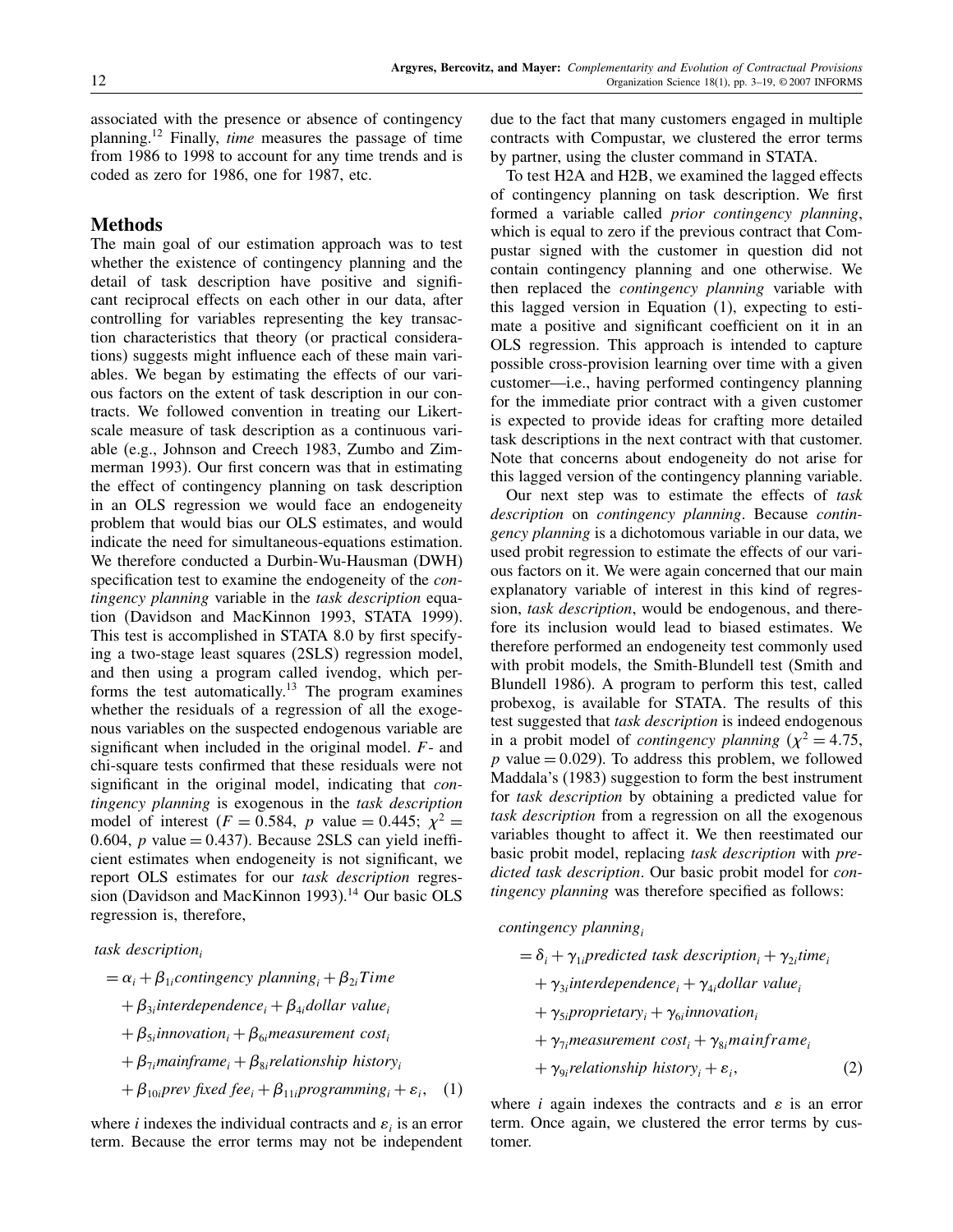associated with the presence or absence of contingency planning.[12] Finally, *time* measures the passage of time from 1986 to 1998 to account for any time trends and is coded as zero for 1986, one for 1987, etc.

## Methods

The main goal of our estimation approach was to test whether the existence of contingency planning and the detail of task description have positive and significant reciprocal effects on each other in our data, after controlling for variables representing the key transaction characteristics that theory (or practical considerations) suggests might influence each of these main variables. We began by estimating the effects of our various factors on the extent of task description in our contracts. We followed convention in treating our Likert-scale measure of task description as a continuous variable (e.g., Johnson and Creech 1983, Zumbo and Zimmerman 1993). Our first concern was that in estimating the effect of contingency planning on task description in an OLS regression we would face an endogeneity problem that would bias our OLS estimates, and would indicate the need for simultaneous-equations estimation. We therefore conducted a Durbin-Wu-Hausman (DWH) specification test to examine the endogeneity of the *contingency planning* variable in the *task description* equation (Davidson and MacKinnon 1993, STATA 1999). This test is accomplished in STATA 8.0 by first specifying a two-stage least squares (2SLS) regression model, and then using a program called ivendog, which performs the test automatically.[13] The program examines whether the residuals of a regression of all the exogenous variables on the suspected endogenous variable are significant when included in the original model. $F$- and chi-square tests confirmed that these residuals were not significant in the original model, indicating that *contingency planning* is exogenous in the *task description* model of interest ($F = 0.584$, $p$ value $= 0.445$; $\chi^2 = 0.604$, $p$ value $= 0.437$). Because 2SLS can yield inefficient estimates when endogeneity is not significant, we report OLS estimates for our *task description* regression (Davidson and MacKinnon 1993).[14] Our basic OLS regression is, therefore,

$$
\begin{aligned}
&\textit{task description}_i \\
&\quad = \alpha_i + \beta_{1i}\textit{contingency planning}_i + \beta_{2i}\textit{Time} \\
&\qquad + \beta_{3i}\textit{interdependence}_i + \beta_{4i}\textit{dollar value}_i \\
&\qquad + \beta_{5i}\textit{innovation}_i + \beta_{6i}\textit{measurement cost}_i \\
&\qquad + \beta_{7i}\textit{mainframe}_i + \beta_{8i}\textit{relationship history}_i \\
&\qquad + \beta_{10i}\textit{prev fixed fee}_i + \beta_{11i}\textit{programming}_i + \varepsilon_i, \quad (1)
\end{aligned}
$$

where $i$ indexes the individual contracts and $\varepsilon_i$ is an error term. Because the error terms may not be independent due to the fact that many customers engaged in multiple contracts with Compustar, we clustered the error terms by partner, using the cluster command in STATA.

To test H2A and H2B, we examined the lagged effects of contingency planning on task description. We first formed a variable called *prior contingency planning*, which is equal to zero if the previous contract that Compustar signed with the customer in question did not contain contingency planning and one otherwise. We then replaced the *contingency planning* variable with this lagged version in Equation (1), expecting to estimate a positive and significant coefficient on it in an OLS regression. This approach is intended to capture possible cross-provision learning over time with a given customer—i.e., having performed contingency planning for the immediate prior contract with a given customer is expected to provide ideas for crafting more detailed task descriptions in the next contract with that customer. Note that concerns about endogeneity do not arise for this lagged version of the contingency planning variable.

Our next step was to estimate the effects of *task description* on *contingency planning*. Because *contingency planning* is a dichotomous variable in our data, we used probit regression to estimate the effects of our various factors on it. We were again concerned that our main explanatory variable of interest in this kind of regression, *task description*, would be endogenous, and therefore its inclusion would lead to biased estimates. We therefore performed an endogeneity test commonly used with probit models, the Smith-Blundell test (Smith and Blundell 1986). A program to perform this test, called probexog, is available for STATA. The results of this test suggested that *task description* is indeed endogenous in a probit model of *contingency planning* ($\chi^2 = 4.75$, $p$ value $= 0.029$). To address this problem, we followed Maddala's (1983) suggestion to form the best instrument for *task description* by obtaining a predicted value for *task description* from a regression on all the exogenous variables thought to affect it. We then reestimated our basic probit model, replacing *task description* with *predicted task description*. Our basic probit model for *contingency planning* was therefore specified as follows:

$$
\begin{aligned}
&\textit{contingency planning}_i \\
&\quad = \delta_i + \gamma_{1i}\textit{predicted task description}_i + \gamma_{2i}\textit{time}_i \\
&\qquad + \gamma_{3i}\textit{interdependence}_i + \gamma_{4i}\textit{dollar value}_i \\
&\qquad + \gamma_{5i}\textit{proprietary}_i + \gamma_{6i}\textit{innovation}_i \\
&\qquad + \gamma_{7i}\textit{measurement cost}_i + \gamma_{8i}\textit{mainframe}_i \\
&\qquad + \gamma_{9i}\textit{relationship history}_i + \varepsilon_i, \quad (2)
\end{aligned}
$$

where $i$ again indexes the contracts and $\varepsilon$ is an error term. Once again, we clustered the error terms by customer.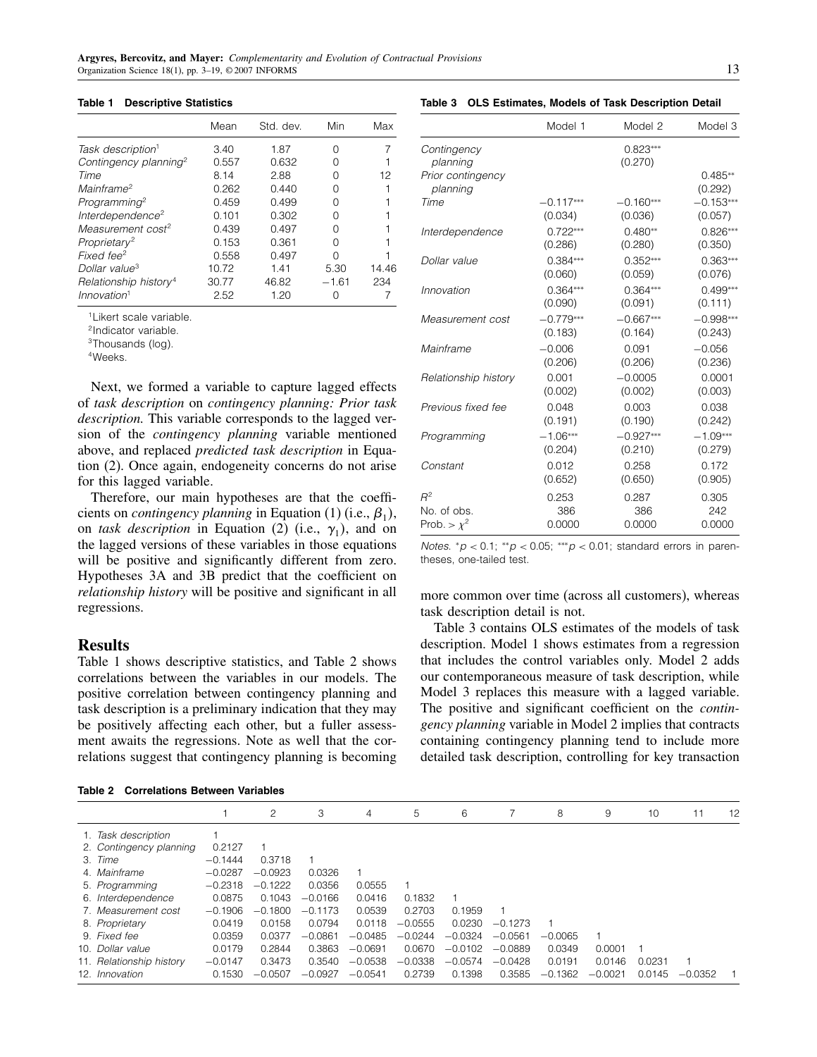**Table 1 Descriptive Statistics**

| | Mean | Std. dev. | Min | Max |
|---|---|---|---|---|
| *Task description*[1] | 3.40 | 1.87 | 0 | 7 |
| *Contingency planning*[2] | 0.557 | 0.632 | 0 | 1 |
| *Time* | 8.14 | 2.88 | 0 | 12 |
| *Mainframe*[2] | 0.262 | 0.440 | 0 | 1 |
| *Programming*[2] | 0.459 | 0.499 | 0 | 1 |
| *Interdependence*[2] | 0.101 | 0.302 | 0 | 1 |
| *Measurement cost*[2] | 0.439 | 0.497 | 0 | 1 |
| *Proprietary*[2] | 0.153 | 0.361 | 0 | 1 |
| *Fixed fee*[2] | 0.558 | 0.497 | 0 | 1 |
| *Dollar value*[3] | 10.72 | 1.41 | 5.30 | 14.46 |
| *Relationship history*[4] | 30.77 | 46.82 | −1.61 | 234 |
| *Innovation*[1] | 2.52 | 1.20 | 0 | 7 |

[1]Likert scale variable.
[2]Indicator variable.
[3]Thousands (log).
[4]Weeks.

Next, we formed a variable to capture lagged effects of *task description* on *contingency planning: Prior task description.* This variable corresponds to the lagged version of the *contingency planning* variable mentioned above, and replaced *predicted task description* in Equation (2). Once again, endogeneity concerns do not arise for this lagged variable.

Therefore, our main hypotheses are that the coefficients on *contingency planning* in Equation (1) (i.e., $\beta_1$), on *task description* in Equation (2) (i.e., $\gamma_1$), and on the lagged versions of these variables in those equations will be positive and significantly different from zero. Hypotheses 3A and 3B predict that the coefficient on *relationship history* will be positive and significant in all regressions.

## Results

Table 1 shows descriptive statistics, and Table 2 shows correlations between the variables in our models. The positive correlation between contingency planning and task description is a preliminary indication that they may be positively affecting each other, but a fuller assessment awaits the regressions. Note as well that the correlations suggest that contingency planning is becoming more common over time (across all customers), whereas task description detail is not.

**Table 3 OLS Estimates, Models of Task Description Detail**

| | Model 1 | Model 2 | Model 3 |
|---|---|---|---|
| *Contingency planning* | | 0.823*** (0.270) | |
| *Prior contingency planning* | | | 0.485** (0.292) |
| *Time* | −0.117*** (0.034) | −0.160*** (0.036) | −0.153*** (0.057) |
| *Interdependence* | 0.722*** (0.286) | 0.480** (0.280) | 0.826*** (0.350) |
| *Dollar value* | 0.384*** (0.060) | 0.352*** (0.059) | 0.363*** (0.076) |
| *Innovation* | 0.364*** (0.090) | 0.364*** (0.091) | 0.499*** (0.111) |
| *Measurement cost* | −0.779*** (0.183) | −0.667*** (0.164) | −0.998*** (0.243) |
| *Mainframe* | −0.006 (0.206) | 0.091 (0.206) | −0.056 (0.236) |
| *Relationship history* | 0.001 (0.002) | −0.0005 (0.002) | 0.0001 (0.003) |
| *Previous fixed fee* | 0.048 (0.191) | 0.003 (0.190) | 0.038 (0.242) |
| *Programming* | −1.06*** (0.204) | −0.927*** (0.210) | −1.09*** (0.279) |
| *Constant* | 0.012 (0.652) | 0.258 (0.650) | 0.172 (0.905) |
| $R^2$ | 0.253 | 0.287 | 0.305 |
| No. of obs. | 386 | 386 | 242 |
| Prob. > $\chi^2$ | 0.0000 | 0.0000 | 0.0000 |

*Notes.* \*$p < 0.1$; \*\*$p < 0.05$; \*\*\*$p < 0.01$; standard errors in parentheses, one-tailed test.

Table 3 contains OLS estimates of the models of task description. Model 1 shows estimates from a regression that includes the control variables only. Model 2 adds our contemporaneous measure of task description, while Model 3 replaces this measure with a lagged variable. The positive and significant coefficient on the *contingency planning* variable in Model 2 implies that contracts containing contingency planning tend to include more detailed task description, controlling for key transaction

**Table 2 Correlations Between Variables**

| | 1 | 2 | 3 | 4 | 5 | 6 | 7 | 8 | 9 | 10 | 11 | 12 |
|---|---|---|---|---|---|---|---|---|---|---|---|---|
| 1. *Task description* | 1 | | | | | | | | | | | |
| 2. *Contingency planning* | 0.2127 | 1 | | | | | | | | | | |
| 3. *Time* | −0.1444 | 0.3718 | 1 | | | | | | | | | |
| 4. *Mainframe* | −0.0287 | −0.0923 | 0.0326 | 1 | | | | | | | | |
| 5. *Programming* | −0.2318 | −0.1222 | 0.0356 | 0.0555 | 1 | | | | | | | |
| 6. *Interdependence* | 0.0875 | 0.1043 | −0.0166 | 0.0416 | 0.1832 | 1 | | | | | | |
| 7. *Measurement cost* | −0.1906 | −0.1800 | −0.1173 | 0.0539 | 0.2703 | 0.1959 | 1 | | | | | |
| 8. *Proprietary* | 0.0419 | 0.0158 | 0.0794 | 0.0118 | −0.0555 | 0.0230 | −0.1273 | 1 | | | | |
| 9. *Fixed fee* | 0.0359 | 0.0377 | −0.0861 | −0.0485 | −0.0244 | −0.0324 | −0.0561 | −0.0065 | 1 | | | |
| 10. *Dollar value* | 0.0179 | 0.2844 | 0.3863 | −0.0691 | 0.0670 | −0.0102 | −0.0889 | 0.0349 | 0.0001 | 1 | | |
| 11. *Relationship history* | −0.0147 | 0.3473 | 0.3540 | −0.0538 | −0.0338 | −0.0574 | −0.0428 | 0.0191 | 0.0146 | 0.0231 | 1 | |
| 12. *Innovation* | 0.1530 | −0.0507 | −0.0927 | −0.0541 | 0.2739 | 0.1398 | 0.3585 | −0.1362 | −0.0021 | 0.0145 | −0.0352 | 1 |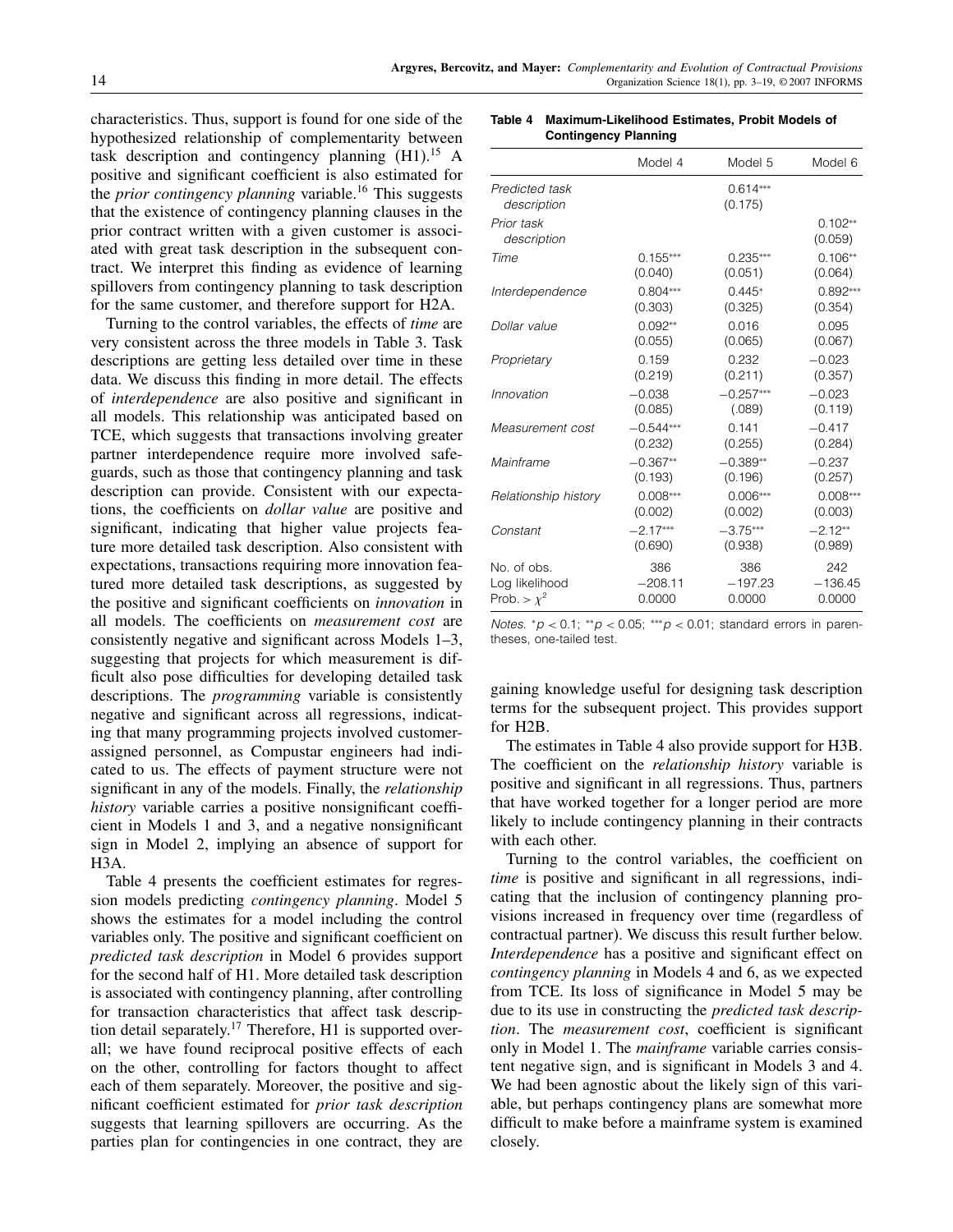characteristics. Thus, support is found for one side of the hypothesized relationship of complementarity between task description and contingency planning (H1).[15] A positive and significant coefficient is also estimated for the *prior contingency planning* variable.[16] This suggests that the existence of contingency planning clauses in the prior contract written with a given customer is associated with great task description in the subsequent contract. We interpret this finding as evidence of learning spillovers from contingency planning to task description for the same customer, and therefore support for H2A.

Turning to the control variables, the effects of *time* are very consistent across the three models in Table 3. Task descriptions are getting less detailed over time in these data. We discuss this finding in more detail. The effects of *interdependence* are also positive and significant in all models. This relationship was anticipated based on TCE, which suggests that transactions involving greater partner interdependence require more involved safeguards, such as those that contingency planning and task description can provide. Consistent with our expectations, the coefficients on *dollar value* are positive and significant, indicating that higher value projects feature more detailed task description. Also consistent with expectations, transactions requiring more innovation featured more detailed task descriptions, as suggested by the positive and significant coefficients on *innovation* in all models. The coefficients on *measurement cost* are consistently negative and significant across Models 1–3, suggesting that projects for which measurement is difficult also pose difficulties for developing detailed task descriptions. The *programming* variable is consistently negative and significant across all regressions, indicating that many programming projects involved customer-assigned personnel, as Compustar engineers had indicated to us. The effects of payment structure were not significant in any of the models. Finally, the *relationship history* variable carries a positive nonsignificant coefficient in Models 1 and 3, and a negative nonsignificant sign in Model 2, implying an absence of support for H3A.

Table 4 presents the coefficient estimates for regression models predicting *contingency planning*. Model 5 shows the estimates for a model including the control variables only. The positive and significant coefficient on *predicted task description* in Model 6 provides support for the second half of H1. More detailed task description is associated with contingency planning, after controlling for transaction characteristics that affect task description detail separately.[17] Therefore, H1 is supported overall; we have found reciprocal positive effects of each on the other, controlling for factors thought to affect each of them separately. Moreover, the positive and significant coefficient estimated for *prior task description* suggests that learning spillovers are occurring. As the parties plan for contingencies in one contract, they are gaining knowledge useful for designing task description terms for the subsequent project. This provides support for H2B.

**Table 4 Maximum-Likelihood Estimates, Probit Models of Contingency Planning**

| | Model 4 | Model 5 | Model 6 |
|---|---|---|---|
| *Predicted task description* | | 0.614*** (0.175) | |
| *Prior task description* | | | 0.102** (0.059) |
| *Time* | 0.155*** (0.040) | 0.235*** (0.051) | 0.106** (0.064) |
| *Interdependence* | 0.804*** (0.303) | 0.445* (0.325) | 0.892*** (0.354) |
| *Dollar value* | 0.092** (0.055) | 0.016 (0.065) | 0.095 (0.067) |
| *Proprietary* | 0.159 (0.219) | 0.232 (0.211) | −0.023 (0.357) |
| *Innovation* | −0.038 (0.085) | −0.257*** (.089) | −0.023 (0.119) |
| *Measurement cost* | −0.544*** (0.232) | 0.141 (0.255) | −0.417 (0.284) |
| *Mainframe* | −0.367** (0.193) | −0.389** (0.196) | −0.237 (0.257) |
| *Relationship history* | 0.008*** (0.002) | 0.006*** (0.002) | 0.008*** (0.003) |
| *Constant* | −2.17*** (0.690) | −3.75*** (0.938) | −2.12** (0.989) |
| No. of obs. | 386 | 386 | 242 |
| Log likelihood | −208.11 | −197.23 | −136.45 |
| Prob. > $\chi^2$ | 0.0000 | 0.0000 | 0.0000 |

*Notes.* $^{*}p < 0.1$; $^{**}p < 0.05$; $^{***}p < 0.01$; standard errors in parentheses, one-tailed test.

The estimates in Table 4 also provide support for H3B. The coefficient on the *relationship history* variable is positive and significant in all regressions. Thus, partners that have worked together for a longer period are more likely to include contingency planning in their contracts with each other.

Turning to the control variables, the coefficient on *time* is positive and significant in all regressions, indicating that the inclusion of contingency planning provisions increased in frequency over time (regardless of contractual partner). We discuss this result further below. *Interdependence* has a positive and significant effect on *contingency planning* in Models 4 and 6, as we expected from TCE. Its loss of significance in Model 5 may be due to its use in constructing the *predicted task description*. The *measurement cost*, coefficient is significant only in Model 1. The *mainframe* variable carries consistent negative sign, and is significant in Models 3 and 4. We had been agnostic about the likely sign of this variable, but perhaps contingency plans are somewhat more difficult to make before a mainframe system is examined closely.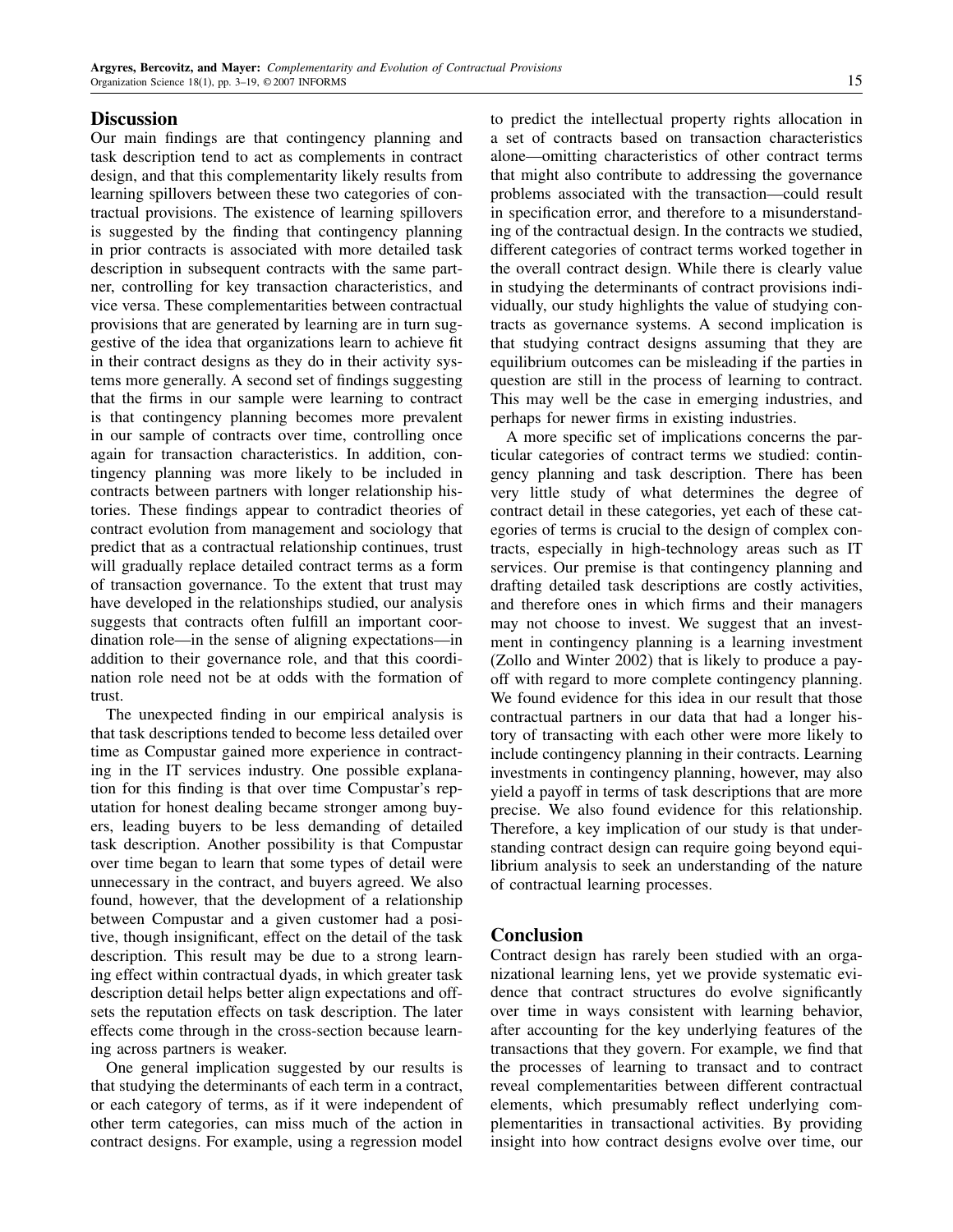## Discussion

Our main findings are that contingency planning and task description tend to act as complements in contract design, and that this complementarity likely results from learning spillovers between these two categories of contractual provisions. The existence of learning spillovers is suggested by the finding that contingency planning in prior contracts is associated with more detailed task description in subsequent contracts with the same partner, controlling for key transaction characteristics, and vice versa. These complementarities between contractual provisions that are generated by learning are in turn suggestive of the idea that organizations learn to achieve fit in their contract designs as they do in their activity systems more generally. A second set of findings suggesting that the firms in our sample were learning to contract is that contingency planning becomes more prevalent in our sample of contracts over time, controlling once again for transaction characteristics. In addition, contingency planning was more likely to be included in contracts between partners with longer relationship histories. These findings appear to contradict theories of contract evolution from management and sociology that predict that as a contractual relationship continues, trust will gradually replace detailed contract terms as a form of transaction governance. To the extent that trust may have developed in the relationships studied, our analysis suggests that contracts often fulfill an important coordination role—in the sense of aligning expectations—in addition to their governance role, and that this coordination role need not be at odds with the formation of trust.

The unexpected finding in our empirical analysis is that task descriptions tended to become less detailed over time as Compustar gained more experience in contracting in the IT services industry. One possible explanation for this finding is that over time Compustar's reputation for honest dealing became stronger among buyers, leading buyers to be less demanding of detailed task description. Another possibility is that Compustar over time began to learn that some types of detail were unnecessary in the contract, and buyers agreed. We also found, however, that the development of a relationship between Compustar and a given customer had a positive, though insignificant, effect on the detail of the task description. This result may be due to a strong learning effect within contractual dyads, in which greater task description detail helps better align expectations and offsets the reputation effects on task description. The later effects come through in the cross-section because learning across partners is weaker.

One general implication suggested by our results is that studying the determinants of each term in a contract, or each category of terms, as if it were independent of other term categories, can miss much of the action in contract designs. For example, using a regression model to predict the intellectual property rights allocation in a set of contracts based on transaction characteristics alone—omitting characteristics of other contract terms that might also contribute to addressing the governance problems associated with the transaction—could result in specification error, and therefore to a misunderstanding of the contractual design. In the contracts we studied, different categories of contract terms worked together in the overall contract design. While there is clearly value in studying the determinants of contract provisions individually, our study highlights the value of studying contracts as governance systems. A second implication is that studying contract designs assuming that they are equilibrium outcomes can be misleading if the parties in question are still in the process of learning to contract. This may well be the case in emerging industries, and perhaps for newer firms in existing industries.

A more specific set of implications concerns the particular categories of contract terms we studied: contingency planning and task description. There has been very little study of what determines the degree of contract detail in these categories, yet each of these categories of terms is crucial to the design of complex contracts, especially in high-technology areas such as IT services. Our premise is that contingency planning and drafting detailed task descriptions are costly activities, and therefore ones in which firms and their managers may not choose to invest. We suggest that an investment in contingency planning is a learning investment (Zollo and Winter 2002) that is likely to produce a payoff with regard to more complete contingency planning. We found evidence for this idea in our result that those contractual partners in our data that had a longer history of transacting with each other were more likely to include contingency planning in their contracts. Learning investments in contingency planning, however, may also yield a payoff in terms of task descriptions that are more precise. We also found evidence for this relationship. Therefore, a key implication of our study is that understanding contract design can require going beyond equilibrium analysis to seek an understanding of the nature of contractual learning processes.

## Conclusion

Contract design has rarely been studied with an organizational learning lens, yet we provide systematic evidence that contract structures do evolve significantly over time in ways consistent with learning behavior, after accounting for the key underlying features of the transactions that they govern. For example, we find that the processes of learning to transact and to contract reveal complementarities between different contractual elements, which presumably reflect underlying complementarities in transactional activities. By providing insight into how contract designs evolve over time, our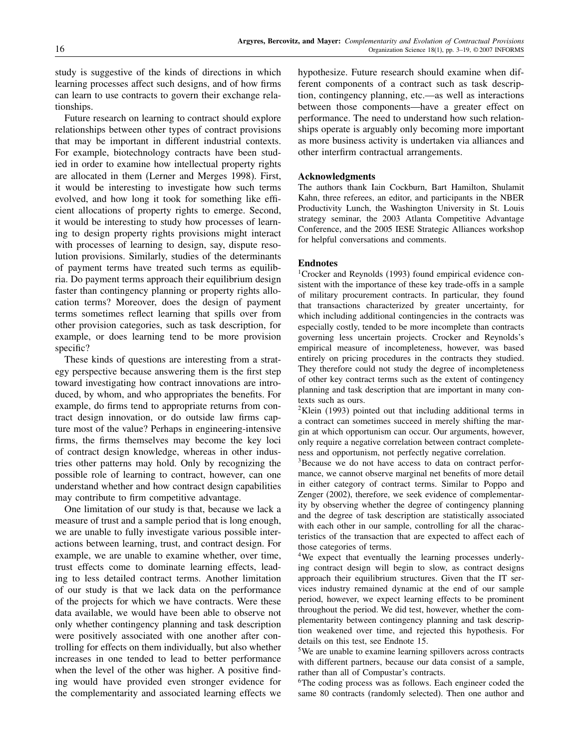study is suggestive of the kinds of directions in which learning processes affect such designs, and of how firms can learn to use contracts to govern their exchange relationships.

Future research on learning to contract should explore relationships between other types of contract provisions that may be important in different industrial contexts. For example, biotechnology contracts have been studied in order to examine how intellectual property rights are allocated in them (Lerner and Merges 1998). First, it would be interesting to investigate how such terms evolved, and how long it took for something like efficient allocations of property rights to emerge. Second, it would be interesting to study how processes of learning to design property rights provisions might interact with processes of learning to design, say, dispute resolution provisions. Similarly, studies of the determinants of payment terms have treated such terms as equilibria. Do payment terms approach their equilibrium design faster than contingency planning or property rights allocation terms? Moreover, does the design of payment terms sometimes reflect learning that spills over from other provision categories, such as task description, for example, or does learning tend to be more provision specific?

These kinds of questions are interesting from a strategy perspective because answering them is the first step toward investigating how contract innovations are introduced, by whom, and who appropriates the benefits. For example, do firms tend to appropriate returns from contract design innovation, or do outside law firms capture most of the value? Perhaps in engineering-intensive firms, the firms themselves may become the key loci of contract design knowledge, whereas in other industries other patterns may hold. Only by recognizing the possible role of learning to contract, however, can one understand whether and how contract design capabilities may contribute to firm competitive advantage.

One limitation of our study is that, because we lack a measure of trust and a sample period that is long enough, we are unable to fully investigate various possible interactions between learning, trust, and contract design. For example, we are unable to examine whether, over time, trust effects come to dominate learning effects, leading to less detailed contract terms. Another limitation of our study is that we lack data on the performance of the projects for which we have contracts. Were these data available, we would have been able to observe not only whether contingency planning and task description were positively associated with one another after controlling for effects on them individually, but also whether increases in one tended to lead to better performance when the level of the other was higher. A positive finding would have provided even stronger evidence for the complementarity and associated learning effects we hypothesize. Future research should examine when different components of a contract such as task description, contingency planning, etc.—as well as interactions between those components—have a greater effect on performance. The need to understand how such relationships operate is arguably only becoming more important as more business activity is undertaken via alliances and other interfirm contractual arrangements.

### Acknowledgments

The authors thank Iain Cockburn, Bart Hamilton, Shulamit Kahn, three referees, an editor, and participants in the NBER Productivity Lunch, the Washington University in St. Louis strategy seminar, the 2003 Atlanta Competitive Advantage Conference, and the 2005 IESE Strategic Alliances workshop for helpful conversations and comments.

### Endnotes

[1]Crocker and Reynolds (1993) found empirical evidence consistent with the importance of these key trade-offs in a sample of military procurement contracts. In particular, they found that transactions characterized by greater uncertainty, for which including additional contingencies in the contracts was especially costly, tended to be more incomplete than contracts governing less uncertain projects. Crocker and Reynolds's empirical measure of incompleteness, however, was based entirely on pricing procedures in the contracts they studied. They therefore could not study the degree of incompleteness of other key contract terms such as the extent of contingency planning and task description that are important in many contexts such as ours.

[2]Klein (1993) pointed out that including additional terms in a contract can sometimes succeed in merely shifting the margin at which opportunism can occur. Our arguments, however, only require a negative correlation between contract completeness and opportunism, not perfectly negative correlation.

[3]Because we do not have access to data on contract performance, we cannot observe marginal net benefits of more detail in either category of contract terms. Similar to Poppo and Zenger (2002), therefore, we seek evidence of complementarity by observing whether the degree of contingency planning and the degree of task description are statistically associated with each other in our sample, controlling for all the characteristics of the transaction that are expected to affect each of those categories of terms.

[4]We expect that eventually the learning processes underlying contract design will begin to slow, as contract designs approach their equilibrium structures. Given that the IT services industry remained dynamic at the end of our sample period, however, we expect learning effects to be prominent throughout the period. We did test, however, whether the complementarity between contingency planning and task description weakened over time, and rejected this hypothesis. For details on this test, see Endnote 15.

[5]We are unable to examine learning spillovers across contracts with different partners, because our data consist of a sample, rather than all of Compustar's contracts.

[6]The coding process was as follows. Each engineer coded the same 80 contracts (randomly selected). Then one author and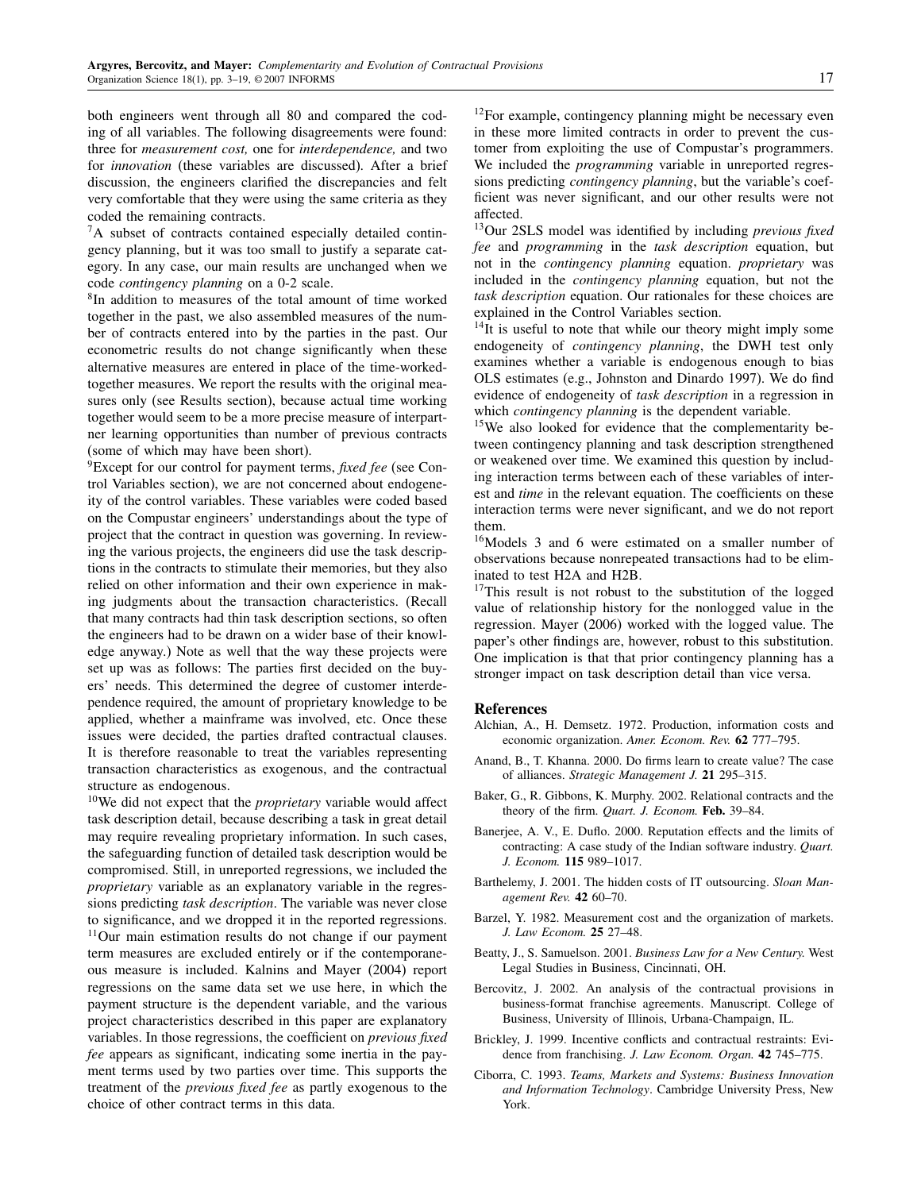both engineers went through all 80 and compared the coding of all variables. The following disagreements were found: three for *measurement cost,* one for *interdependence,* and two for *innovation* (these variables are discussed). After a brief discussion, the engineers clarified the discrepancies and felt very comfortable that they were using the same criteria as they coded the remaining contracts.

[7]A subset of contracts contained especially detailed contingency planning, but it was too small to justify a separate category. In any case, our main results are unchanged when we code *contingency planning* on a 0-2 scale.

[8]In addition to measures of the total amount of time worked together in the past, we also assembled measures of the number of contracts entered into by the parties in the past. Our econometric results do not change significantly when these alternative measures are entered in place of the time-worked-together measures. We report the results with the original measures only (see Results section), because actual time working together would seem to be a more precise measure of interpartner learning opportunities than number of previous contracts (some of which may have been short).

[9]Except for our control for payment terms, *fixed fee* (see Control Variables section), we are not concerned about endogeneity of the control variables. These variables were coded based on the Compustar engineers' understandings about the type of project that the contract in question was governing. In reviewing the various projects, the engineers did use the task descriptions in the contracts to stimulate their memories, but they also relied on other information and their own experience in making judgments about the transaction characteristics. (Recall that many contracts had thin task description sections, so often the engineers had to be drawn on a wider base of their knowledge anyway.) Note as well that the way these projects were set up was as follows: The parties first decided on the buyers' needs. This determined the degree of customer interdependence required, the amount of proprietary knowledge to be applied, whether a mainframe was involved, etc. Once these issues were decided, the parties drafted contractual clauses. It is therefore reasonable to treat the variables representing transaction characteristics as exogenous, and the contractual structure as endogenous.

[10]We did not expect that the *proprietary* variable would affect task description detail, because describing a task in great detail may require revealing proprietary information. In such cases, the safeguarding function of detailed task description would be compromised. Still, in unreported regressions, we included the *proprietary* variable as an explanatory variable in the regressions predicting *task description*. The variable was never close to significance, and we dropped it in the reported regressions.

[11]Our main estimation results do not change if our payment term measures are excluded entirely or if the contemporaneous measure is included. Kalnins and Mayer (2004) report regressions on the same data set we use here, in which the payment structure is the dependent variable, and the various project characteristics described in this paper are explanatory variables. In those regressions, the coefficient on *previous fixed fee* appears as significant, indicating some inertia in the payment terms used by two parties over time. This supports the treatment of the *previous fixed fee* as partly exogenous to the choice of other contract terms in this data.

[12]For example, contingency planning might be necessary even in these more limited contracts in order to prevent the customer from exploiting the use of Compustar's programmers. We included the *programming* variable in unreported regressions predicting *contingency planning*, but the variable's coefficient was never significant, and our other results were not affected.

[13]Our 2SLS model was identified by including *previous fixed fee* and *programming* in the *task description* equation, but not in the *contingency planning* equation. *proprietary* was included in the *contingency planning* equation, but not the *task description* equation. Our rationales for these choices are explained in the Control Variables section.

[14]It is useful to note that while our theory might imply some endogeneity of *contingency planning*, the DWH test only examines whether a variable is endogenous enough to bias OLS estimates (e.g., Johnston and Dinardo 1997). We do find evidence of endogeneity of *task description* in a regression in which *contingency planning* is the dependent variable.

[15]We also looked for evidence that the complementarity between contingency planning and task description strengthened or weakened over time. We examined this question by including interaction terms between each of these variables of interest and *time* in the relevant equation. The coefficients on these interaction terms were never significant, and we do not report them.

[16]Models 3 and 6 were estimated on a smaller number of observations because nonrepeated transactions had to be eliminated to test H2A and H2B.

[17]This result is not robust to the substitution of the logged value of relationship history for the nonlogged value in the regression. Mayer (2006) worked with the logged value. The paper's other findings are, however, robust to this substitution. One implication is that that prior contingency planning has a stronger impact on task description detail than vice versa.

## References

Alchian, A., H. Demsetz. 1972. Production, information costs and economic organization. *Amer. Econom. Rev.* **62** 777–795.

Anand, B., T. Khanna. 2000. Do firms learn to create value? The case of alliances. *Strategic Management J.* **21** 295–315.

Baker, G., R. Gibbons, K. Murphy. 2002. Relational contracts and the theory of the firm. *Quart. J. Econom.* **Feb.** 39–84.

Banerjee, A. V., E. Duflo. 2000. Reputation effects and the limits of contracting: A case study of the Indian software industry. *Quart. J. Econom.* **115** 989–1017.

Barthelemy, J. 2001. The hidden costs of IT outsourcing. *Sloan Management Rev.* **42** 60–70.

Barzel, Y. 1982. Measurement cost and the organization of markets. *J. Law Econom.* **25** 27–48.

Beatty, J., S. Samuelson. 2001. *Business Law for a New Century.* West Legal Studies in Business, Cincinnati, OH.

Bercovitz, J. 2002. An analysis of the contractual provisions in business-format franchise agreements. Manuscript. College of Business, University of Illinois, Urbana-Champaign, IL.

Brickley, J. 1999. Incentive conflicts and contractual restraints: Evidence from franchising. *J. Law Econom. Organ.* **42** 745–775.

Ciborra, C. 1993. *Teams, Markets and Systems: Business Innovation and Information Technology*. Cambridge University Press, New York.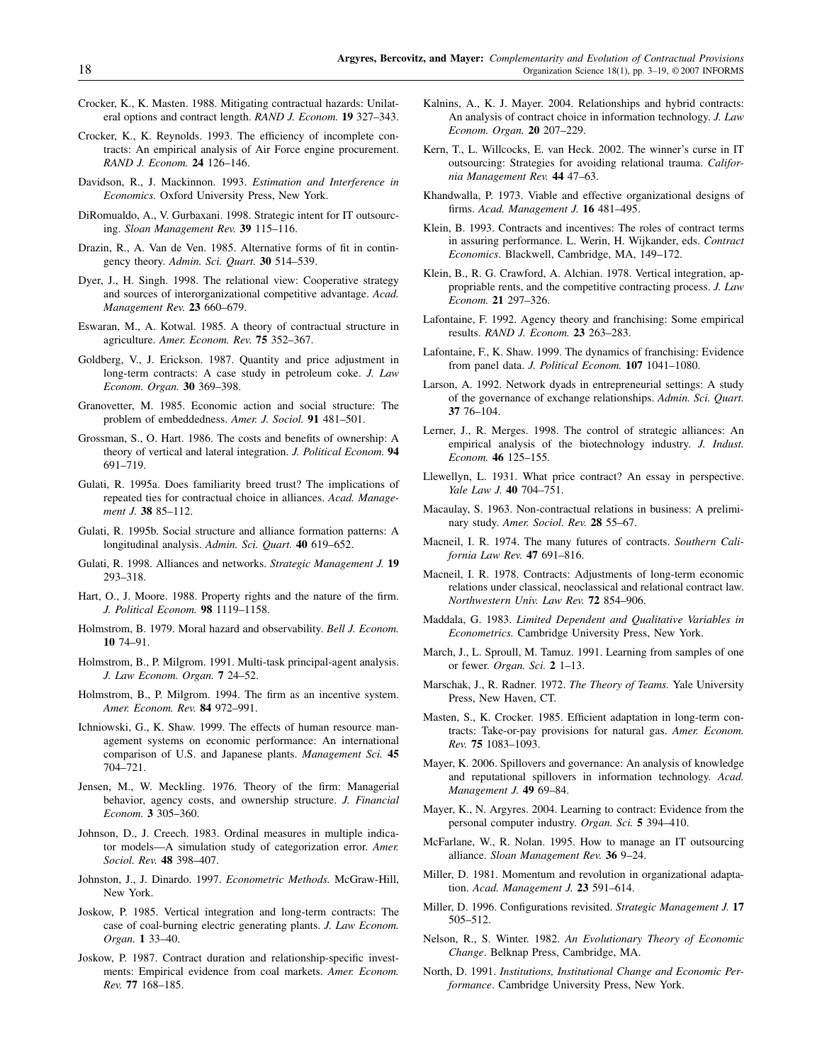Crocker, K., K. Masten. 1988. Mitigating contractual hazards: Unilateral options and contract length. *RAND J. Econom.* **19** 327–343.

Crocker, K., K. Reynolds. 1993. The efficiency of incomplete contracts: An empirical analysis of Air Force engine procurement. *RAND J. Econom.* **24** 126–146.

Davidson, R., J. Mackinnon. 1993. *Estimation and Interference in Economics.* Oxford University Press, New York.

DiRomualdo, A., V. Gurbaxani. 1998. Strategic intent for IT outsourcing. *Sloan Management Rev.* **39** 115–116.

Drazin, R., A. Van de Ven. 1985. Alternative forms of fit in contingency theory. *Admin. Sci. Quart.* **30** 514–539.

Dyer, J., H. Singh. 1998. The relational view: Cooperative strategy and sources of interorganizational competitive advantage. *Acad. Management Rev.* **23** 660–679.

Eswaran, M., A. Kotwal. 1985. A theory of contractual structure in agriculture. *Amer. Econom. Rev.* **75** 352–367.

Goldberg, V., J. Erickson. 1987. Quantity and price adjustment in long-term contracts: A case study in petroleum coke. *J. Law Econom. Organ.* **30** 369–398.

Granovetter, M. 1985. Economic action and social structure: The problem of embeddedness. *Amer. J. Sociol.* **91** 481–501.

Grossman, S., O. Hart. 1986. The costs and benefits of ownership: A theory of vertical and lateral integration. *J. Political Econom.* **94** 691–719.

Gulati, R. 1995a. Does familiarity breed trust? The implications of repeated ties for contractual choice in alliances. *Acad. Management J.* **38** 85–112.

Gulati, R. 1995b. Social structure and alliance formation patterns: A longitudinal analysis. *Admin. Sci. Quart.* **40** 619–652.

Gulati, R. 1998. Alliances and networks. *Strategic Management J.* **19** 293–318.

Hart, O., J. Moore. 1988. Property rights and the nature of the firm. *J. Political Econom.* **98** 1119–1158.

Holmstrom, B. 1979. Moral hazard and observability. *Bell J. Econom.* **10** 74–91.

Holmstrom, B., P. Milgrom. 1991. Multi-task principal-agent analysis. *J. Law Econom. Organ.* **7** 24–52.

Holmstrom, B., P. Milgrom. 1994. The firm as an incentive system. *Amer. Econom. Rev.* **84** 972–991.

Ichniowski, G., K. Shaw. 1999. The effects of human resource management systems on economic performance: An international comparison of U.S. and Japanese plants. *Management Sci.* **45** 704–721.

Jensen, M., W. Meckling. 1976. Theory of the firm: Managerial behavior, agency costs, and ownership structure. *J. Financial Econom.* **3** 305–360.

Johnson, D., J. Creech. 1983. Ordinal measures in multiple indicator models—A simulation study of categorization error. *Amer. Sociol. Rev.* **48** 398–407.

Johnston, J., J. Dinardo. 1997. *Econometric Methods.* McGraw-Hill, New York.

Joskow, P. 1985. Vertical integration and long-term contracts: The case of coal-burning electric generating plants. *J. Law Econom. Organ.* **1** 33–40.

Joskow, P. 1987. Contract duration and relationship-specific investments: Empirical evidence from coal markets. *Amer. Econom. Rev.* **77** 168–185.

Kalnins, A., K. J. Mayer. 2004. Relationships and hybrid contracts: An analysis of contract choice in information technology. *J. Law Econom. Organ.* **20** 207–229.

Kern, T., L. Willcocks, E. van Heck. 2002. The winner's curse in IT outsourcing: Strategies for avoiding relational trauma. *California Management Rev.* **44** 47–63.

Khandwalla, P. 1973. Viable and effective organizational designs of firms. *Acad. Management J.* **16** 481–495.

Klein, B. 1993. Contracts and incentives: The roles of contract terms in assuring performance. L. Werin, H. Wijkander, eds. *Contract Economics*. Blackwell, Cambridge, MA, 149–172.

Klein, B., R. G. Crawford, A. Alchian. 1978. Vertical integration, appropriable rents, and the competitive contracting process. *J. Law Econom.* **21** 297–326.

Lafontaine, F. 1992. Agency theory and franchising: Some empirical results. *RAND J. Econom.* **23** 263–283.

Lafontaine, F., K. Shaw. 1999. The dynamics of franchising: Evidence from panel data. *J. Political Econom.* **107** 1041–1080.

Larson, A. 1992. Network dyads in entrepreneurial settings: A study of the governance of exchange relationships. *Admin. Sci. Quart.* **37** 76–104.

Lerner, J., R. Merges. 1998. The control of strategic alliances: An empirical analysis of the biotechnology industry. *J. Indust. Econom.* **46** 125–155.

Llewellyn, L. 1931. What price contract? An essay in perspective. *Yale Law J.* **40** 704–751.

Macaulay, S. 1963. Non-contractual relations in business: A preliminary study. *Amer. Sociol. Rev.* **28** 55–67.

Macneil, I. R. 1974. The many futures of contracts. *Southern California Law Rev.* **47** 691–816.

Macneil, I. R. 1978. Contracts: Adjustments of long-term economic relations under classical, neoclassical and relational contract law. *Northwestern Univ. Law Rev.* **72** 854–906.

Maddala, G. 1983. *Limited Dependent and Qualitative Variables in Econometrics.* Cambridge University Press, New York.

March, J., L. Sproull, M. Tamuz. 1991. Learning from samples of one or fewer. *Organ. Sci.* **2** 1–13.

Marschak, J., R. Radner. 1972. *The Theory of Teams.* Yale University Press, New Haven, CT.

Masten, S., K. Crocker. 1985. Efficient adaptation in long-term contracts: Take-or-pay provisions for natural gas. *Amer. Econom. Rev.* **75** 1083–1093.

Mayer, K. 2006. Spillovers and governance: An analysis of knowledge and reputational spillovers in information technology. *Acad. Management J.* **49** 69–84.

Mayer, K., N. Argyres. 2004. Learning to contract: Evidence from the personal computer industry. *Organ. Sci.* **5** 394–410.

McFarlane, W., R. Nolan. 1995. How to manage an IT outsourcing alliance. *Sloan Management Rev.* **36** 9–24.

Miller, D. 1981. Momentum and revolution in organizational adaptation. *Acad. Management J.* **23** 591–614.

Miller, D. 1996. Configurations revisited. *Strategic Management J.* **17** 505–512.

Nelson, R., S. Winter. 1982. *An Evolutionary Theory of Economic Change*. Belknap Press, Cambridge, MA.

North, D. 1991. *Institutions, Institutional Change and Economic Performance*. Cambridge University Press, New York.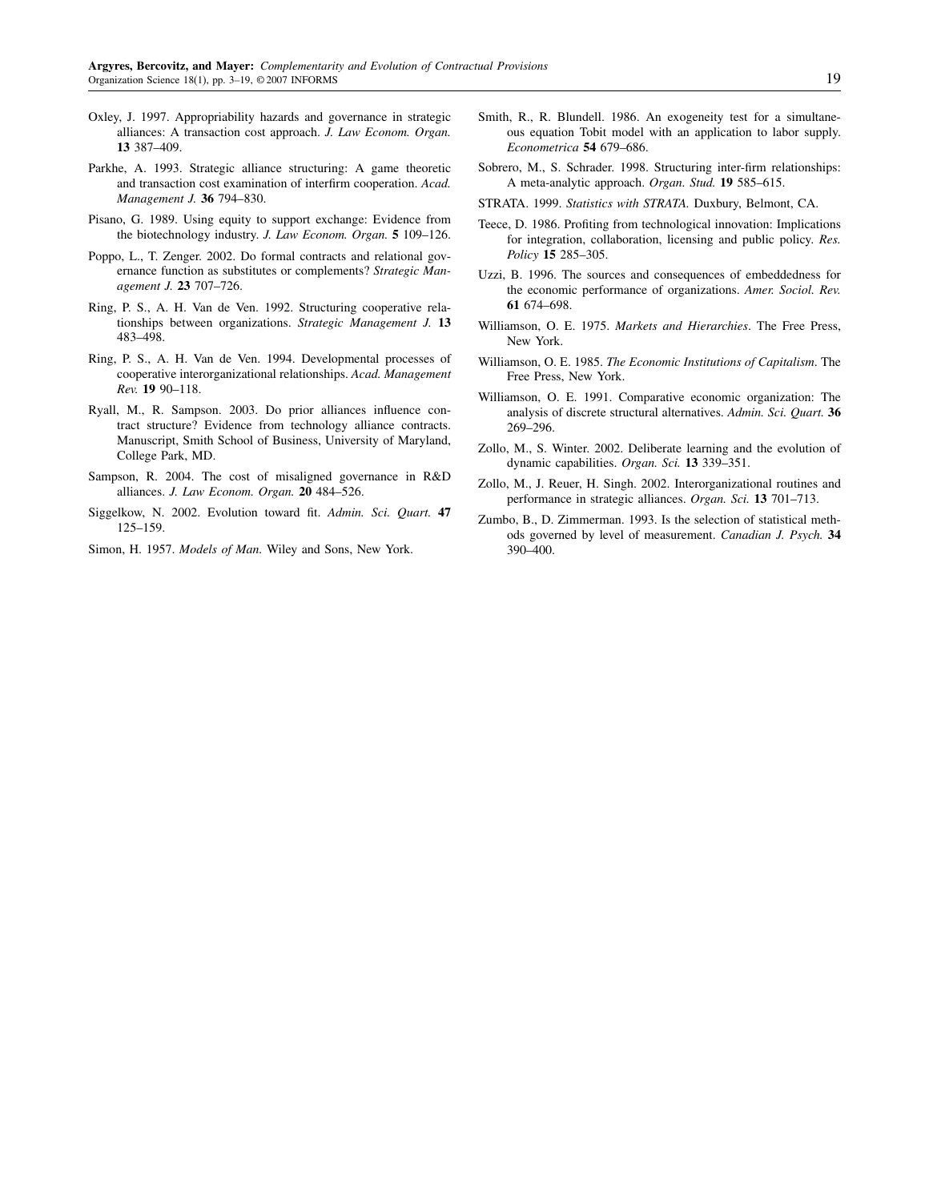Oxley, J. 1997. Appropriability hazards and governance in strategic alliances: A transaction cost approach. *J. Law Econom. Organ.* **13** 387–409.

Parkhe, A. 1993. Strategic alliance structuring: A game theoretic and transaction cost examination of interfirm cooperation. *Acad. Management J.* **36** 794–830.

Pisano, G. 1989. Using equity to support exchange: Evidence from the biotechnology industry. *J. Law Econom. Organ.* **5** 109–126.

Poppo, L., T. Zenger. 2002. Do formal contracts and relational governance function as substitutes or complements? *Strategic Management J.* **23** 707–726.

Ring, P. S., A. H. Van de Ven. 1992. Structuring cooperative relationships between organizations. *Strategic Management J.* **13** 483–498.

Ring, P. S., A. H. Van de Ven. 1994. Developmental processes of cooperative interorganizational relationships. *Acad. Management Rev.* **19** 90–118.

Ryall, M., R. Sampson. 2003. Do prior alliances influence contract structure? Evidence from technology alliance contracts. Manuscript, Smith School of Business, University of Maryland, College Park, MD.

Sampson, R. 2004. The cost of misaligned governance in R&D alliances. *J. Law Econom. Organ.* **20** 484–526.

Siggelkow, N. 2002. Evolution toward fit. *Admin. Sci. Quart.* **47** 125–159.

Simon, H. 1957. *Models of Man.* Wiley and Sons, New York.

Smith, R., R. Blundell. 1986. An exogeneity test for a simultaneous equation Tobit model with an application to labor supply. *Econometrica* **54** 679–686.

Sobrero, M., S. Schrader. 1998. Structuring inter-firm relationships: A meta-analytic approach. *Organ. Stud.* **19** 585–615.

STRATA. 1999. *Statistics with STRATA.* Duxbury, Belmont, CA.

Teece, D. 1986. Profiting from technological innovation: Implications for integration, collaboration, licensing and public policy. *Res. Policy* **15** 285–305.

Uzzi, B. 1996. The sources and consequences of embeddedness for the economic performance of organizations. *Amer. Sociol. Rev.* **61** 674–698.

Williamson, O. E. 1975. *Markets and Hierarchies*. The Free Press, New York.

Williamson, O. E. 1985. *The Economic Institutions of Capitalism*. The Free Press, New York.

Williamson, O. E. 1991. Comparative economic organization: The analysis of discrete structural alternatives. *Admin. Sci. Quart.* **36** 269–296.

Zollo, M., S. Winter. 2002. Deliberate learning and the evolution of dynamic capabilities. *Organ. Sci.* **13** 339–351.

Zollo, M., J. Reuer, H. Singh. 2002. Interorganizational routines and performance in strategic alliances. *Organ. Sci.* **13** 701–713.

Zumbo, B., D. Zimmerman. 1993. Is the selection of statistical methods governed by level of measurement. *Canadian J. Psych.* **34** 390–400.